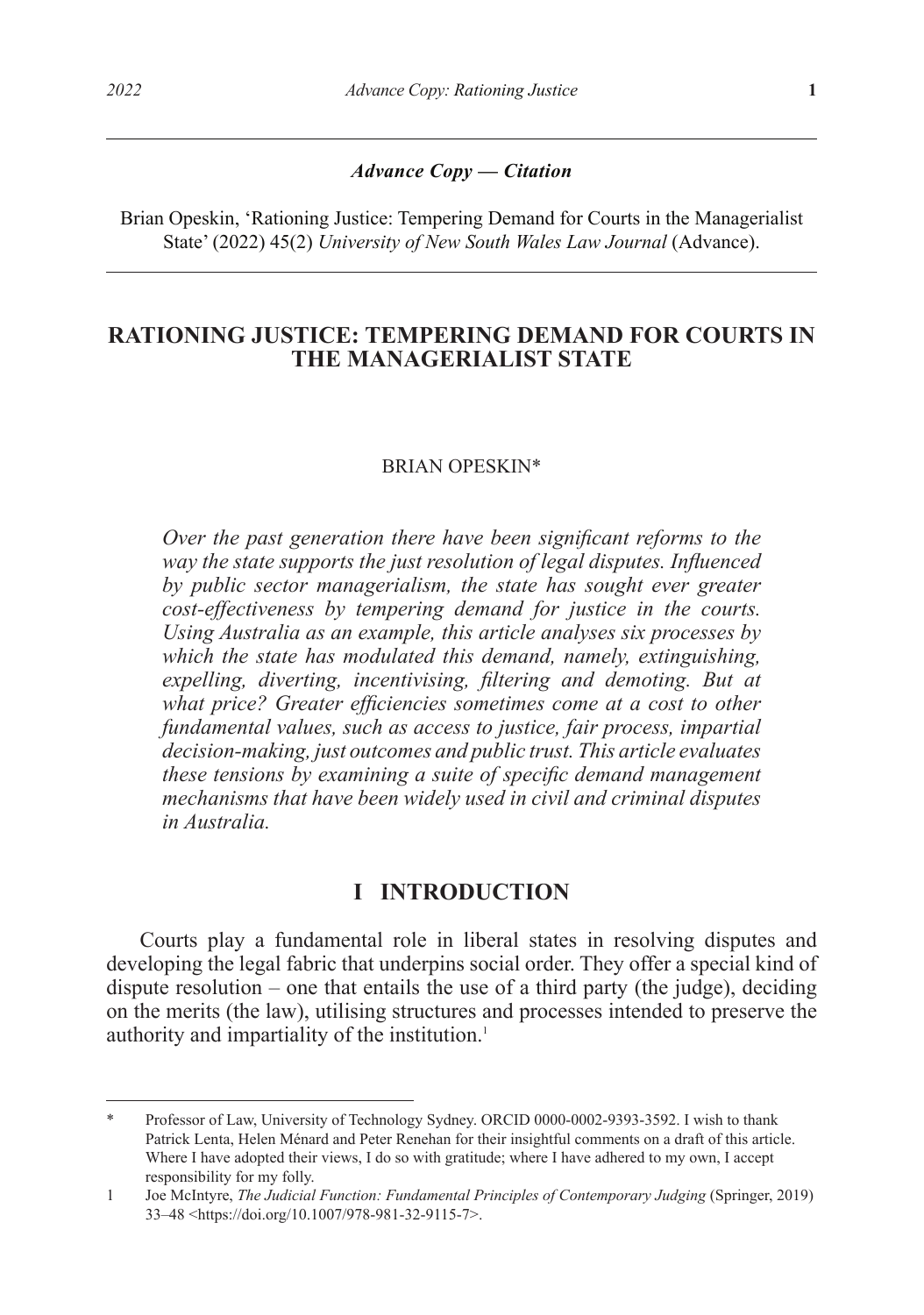***Advance Copy — Citation***

Brian Opeskin, 'Rationing Justice: Tempering Demand for Courts in the Managerialist State' (2022) 45(2) *University of New South Wales Law Journal* (Advance).

# RATIONING JUSTICE: TEMPERING DEMAND FOR COURTS IN THE MANAGERIALIST STATE

BRIAN OPESKIN*

*Over the past generation there have been significant reforms to the way the state supports the just resolution of legal disputes. Influenced by public sector managerialism, the state has sought ever greater cost-effectiveness by tempering demand for justice in the courts. Using Australia as an example, this article analyses six processes by which the state has modulated this demand, namely, extinguishing, expelling, diverting, incentivising, filtering and demoting. But at what price? Greater efficiencies sometimes come at a cost to other fundamental values, such as access to justice, fair process, impartial decision-making, just outcomes and public trust. This article evaluates these tensions by examining a suite of specific demand management mechanisms that have been widely used in civil and criminal disputes in Australia.*

## I INTRODUCTION

Courts play a fundamental role in liberal states in resolving disputes and developing the legal fabric that underpins social order. They offer a special kind of dispute resolution – one that entails the use of a third party (the judge), deciding on the merits (the law), utilising structures and processes intended to preserve the authority and impartiality of the institution.[1]

---

\* Professor of Law, University of Technology Sydney. ORCID 0000-0002-9393-3592. I wish to thank Patrick Lenta, Helen Ménard and Peter Renehan for their insightful comments on a draft of this article. Where I have adopted their views, I do so with gratitude; where I have adhered to my own, I accept responsibility for my folly.

1 Joe McIntyre, *The Judicial Function: Fundamental Principles of Contemporary Judging* (Springer, 2019) 33–48 <https://doi.org/10.1007/978-981-32-9115-7>.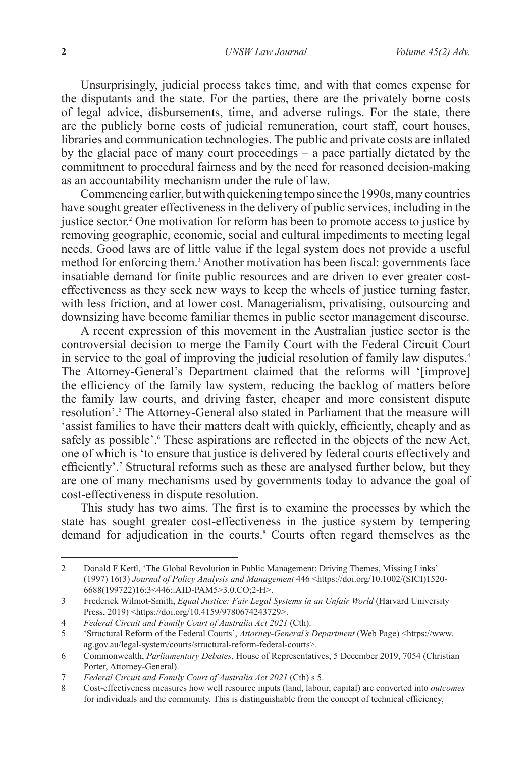Unsurprisingly, judicial process takes time, and with that comes expense for the disputants and the state. For the parties, there are the privately borne costs of legal advice, disbursements, time, and adverse rulings. For the state, there are the publicly borne costs of judicial remuneration, court staff, court houses, libraries and communication technologies. The public and private costs are inflated by the glacial pace of many court proceedings – a pace partially dictated by the commitment to procedural fairness and by the need for reasoned decision-making as an accountability mechanism under the rule of law.

Commencing earlier, but with quickening tempo since the 1990s, many countries have sought greater effectiveness in the delivery of public services, including in the justice sector.[2] One motivation for reform has been to promote access to justice by removing geographic, economic, social and cultural impediments to meeting legal needs. Good laws are of little value if the legal system does not provide a useful method for enforcing them.[3] Another motivation has been fiscal: governments face insatiable demand for finite public resources and are driven to ever greater cost-effectiveness as they seek new ways to keep the wheels of justice turning faster, with less friction, and at lower cost. Managerialism, privatising, outsourcing and downsizing have become familiar themes in public sector management discourse.

A recent expression of this movement in the Australian justice sector is the controversial decision to merge the Family Court with the Federal Circuit Court in service to the goal of improving the judicial resolution of family law disputes.[4] The Attorney-General's Department claimed that the reforms will '[improve] the efficiency of the family law system, reducing the backlog of matters before the family law courts, and driving faster, cheaper and more consistent dispute resolution'.[5] The Attorney-General also stated in Parliament that the measure will 'assist families to have their matters dealt with quickly, efficiently, cheaply and as safely as possible'.[6] These aspirations are reflected in the objects of the new Act, one of which is 'to ensure that justice is delivered by federal courts effectively and efficiently'.[7] Structural reforms such as these are analysed further below, but they are one of many mechanisms used by governments today to advance the goal of cost-effectiveness in dispute resolution.

This study has two aims. The first is to examine the processes by which the state has sought greater cost-effectiveness in the justice system by tempering demand for adjudication in the courts.[8] Courts often regard themselves as the

---

2 Donald F Kettl, 'The Global Revolution in Public Management: Driving Themes, Missing Links' (1997) 16(3) *Journal of Policy Analysis and Management* 446 <https://doi.org/10.1002/(SICI)1520-6688(199722)16:3<446::AID-PAM5>3.0.CO;2-H>.

3 Frederick Wilmot-Smith, *Equal Justice: Fair Legal Systems in an Unfair World* (Harvard University Press, 2019) <https://doi.org/10.4159/9780674243729>.

4 *Federal Circuit and Family Court of Australia Act 2021* (Cth).

5 'Structural Reform of the Federal Courts', *Attorney-General's Department* (Web Page) <https://www.ag.gov.au/legal-system/courts/structural-reform-federal-courts>.

6 Commonwealth, *Parliamentary Debates*, House of Representatives, 5 December 2019, 7054 (Christian Porter, Attorney-General).

7 *Federal Circuit and Family Court of Australia Act 2021* (Cth) s 5.

8 Cost-effectiveness measures how well resource inputs (land, labour, capital) are converted into *outcomes* for individuals and the community. This is distinguishable from the concept of technical efficiency,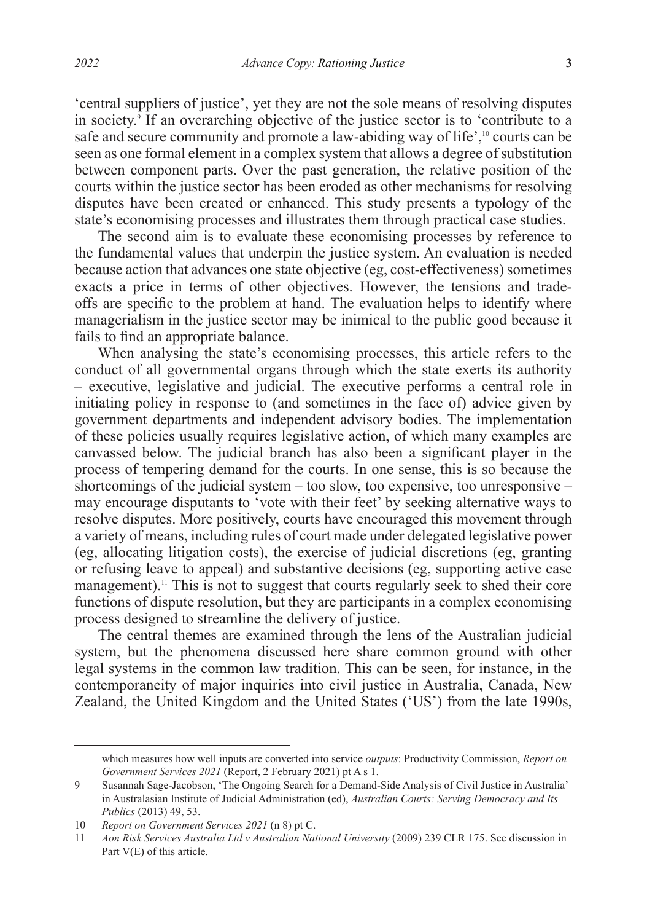'central suppliers of justice', yet they are not the sole means of resolving disputes in society.[9] If an overarching objective of the justice sector is to 'contribute to a safe and secure community and promote a law-abiding way of life',[10] courts can be seen as one formal element in a complex system that allows a degree of substitution between component parts. Over the past generation, the relative position of the courts within the justice sector has been eroded as other mechanisms for resolving disputes have been created or enhanced. This study presents a typology of the state's economising processes and illustrates them through practical case studies.

The second aim is to evaluate these economising processes by reference to the fundamental values that underpin the justice system. An evaluation is needed because action that advances one state objective (eg, cost-effectiveness) sometimes exacts a price in terms of other objectives. However, the tensions and trade-offs are specific to the problem at hand. The evaluation helps to identify where managerialism in the justice sector may be inimical to the public good because it fails to find an appropriate balance.

When analysing the state's economising processes, this article refers to the conduct of all governmental organs through which the state exerts its authority – executive, legislative and judicial. The executive performs a central role in initiating policy in response to (and sometimes in the face of) advice given by government departments and independent advisory bodies. The implementation of these policies usually requires legislative action, of which many examples are canvassed below. The judicial branch has also been a significant player in the process of tempering demand for the courts. In one sense, this is so because the shortcomings of the judicial system – too slow, too expensive, too unresponsive – may encourage disputants to 'vote with their feet' by seeking alternative ways to resolve disputes. More positively, courts have encouraged this movement through a variety of means, including rules of court made under delegated legislative power (eg, allocating litigation costs), the exercise of judicial discretions (eg, granting or refusing leave to appeal) and substantive decisions (eg, supporting active case management).[11] This is not to suggest that courts regularly seek to shed their core functions of dispute resolution, but they are participants in a complex economising process designed to streamline the delivery of justice.

The central themes are examined through the lens of the Australian judicial system, but the phenomena discussed here share common ground with other legal systems in the common law tradition. This can be seen, for instance, in the contemporaneity of major inquiries into civil justice in Australia, Canada, New Zealand, the United Kingdom and the United States ('US') from the late 1990s,

---

which measures how well inputs are converted into service *outputs*: Productivity Commission, *Report on Government Services 2021* (Report, 2 February 2021) pt A s 1.

9 Susannah Sage-Jacobson, 'The Ongoing Search for a Demand-Side Analysis of Civil Justice in Australia' in Australasian Institute of Judicial Administration (ed), *Australian Courts: Serving Democracy and Its Publics* (2013) 49, 53.

10 *Report on Government Services 2021* (n 8) pt C.

11 *Aon Risk Services Australia Ltd v Australian National University* (2009) 239 CLR 175. See discussion in Part V(E) of this article.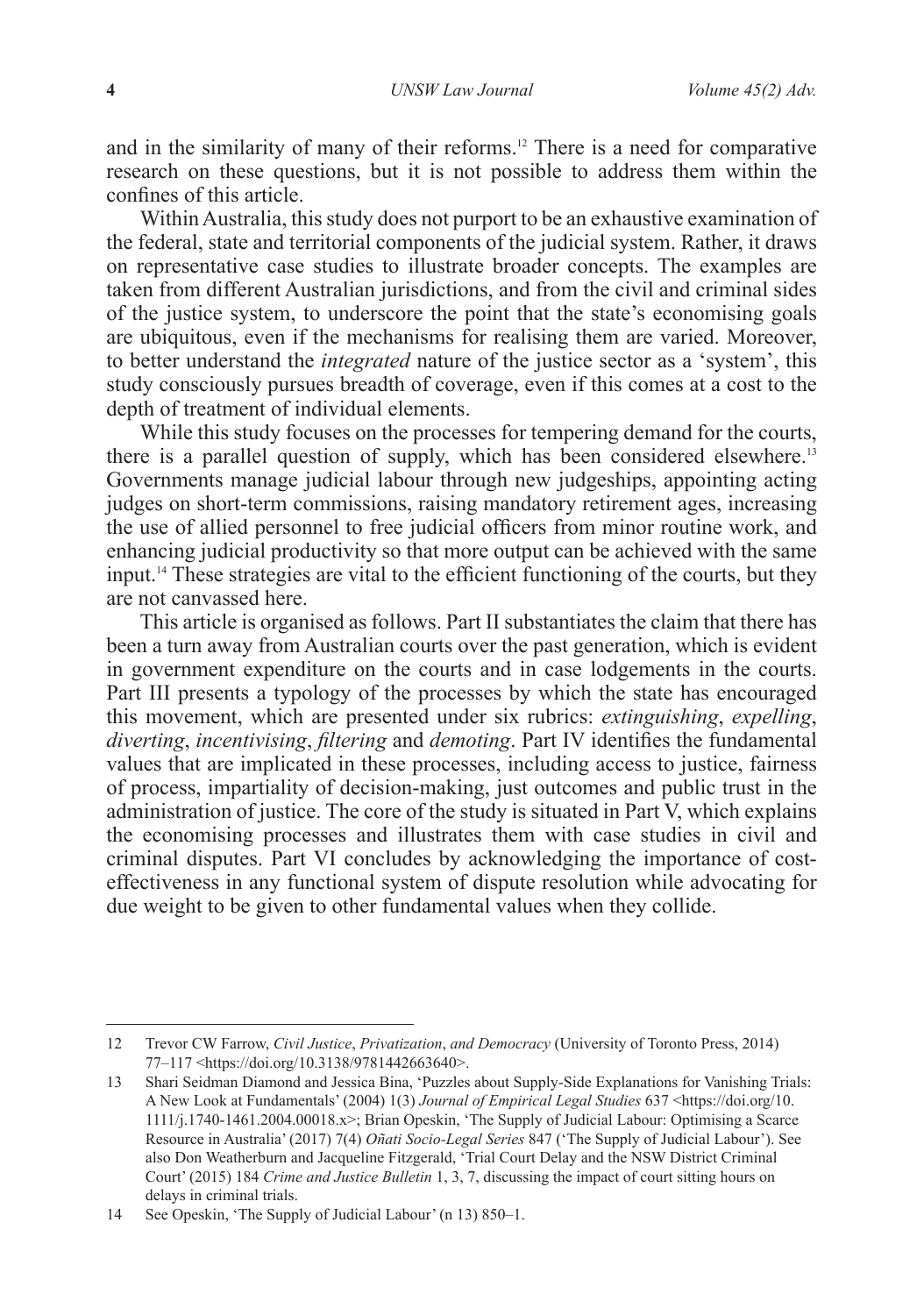and in the similarity of many of their reforms.[12] There is a need for comparative research on these questions, but it is not possible to address them within the confines of this article.

Within Australia, this study does not purport to be an exhaustive examination of the federal, state and territorial components of the judicial system. Rather, it draws on representative case studies to illustrate broader concepts. The examples are taken from different Australian jurisdictions, and from the civil and criminal sides of the justice system, to underscore the point that the state's economising goals are ubiquitous, even if the mechanisms for realising them are varied. Moreover, to better understand the *integrated* nature of the justice sector as a 'system', this study consciously pursues breadth of coverage, even if this comes at a cost to the depth of treatment of individual elements.

While this study focuses on the processes for tempering demand for the courts, there is a parallel question of supply, which has been considered elsewhere.[13] Governments manage judicial labour through new judgeships, appointing acting judges on short-term commissions, raising mandatory retirement ages, increasing the use of allied personnel to free judicial officers from minor routine work, and enhancing judicial productivity so that more output can be achieved with the same input.[14] These strategies are vital to the efficient functioning of the courts, but they are not canvassed here.

This article is organised as follows. Part II substantiates the claim that there has been a turn away from Australian courts over the past generation, which is evident in government expenditure on the courts and in case lodgements in the courts. Part III presents a typology of the processes by which the state has encouraged this movement, which are presented under six rubrics: *extinguishing*, *expelling*, *diverting*, *incentivising*, *filtering* and *demoting*. Part IV identifies the fundamental values that are implicated in these processes, including access to justice, fairness of process, impartiality of decision-making, just outcomes and public trust in the administration of justice. The core of the study is situated in Part V, which explains the economising processes and illustrates them with case studies in civil and criminal disputes. Part VI concludes by acknowledging the importance of cost-effectiveness in any functional system of dispute resolution while advocating for due weight to be given to other fundamental values when they collide.

---

12 Trevor CW Farrow, *Civil Justice*, *Privatization*, *and Democracy* (University of Toronto Press, 2014) 77–117 <https://doi.org/10.3138/9781442663640>.

13 Shari Seidman Diamond and Jessica Bina, 'Puzzles about Supply-Side Explanations for Vanishing Trials: A New Look at Fundamentals' (2004) 1(3) *Journal of Empirical Legal Studies* 637 <https://doi.org/10.1111/j.1740-1461.2004.00018.x>; Brian Opeskin, 'The Supply of Judicial Labour: Optimising a Scarce Resource in Australia' (2017) 7(4) *Oñati Socio-Legal Series* 847 ('The Supply of Judicial Labour'). See also Don Weatherburn and Jacqueline Fitzgerald, 'Trial Court Delay and the NSW District Criminal Court' (2015) 184 *Crime and Justice Bulletin* 1, 3, 7, discussing the impact of court sitting hours on delays in criminal trials.

14 See Opeskin, 'The Supply of Judicial Labour' (n 13) 850–1.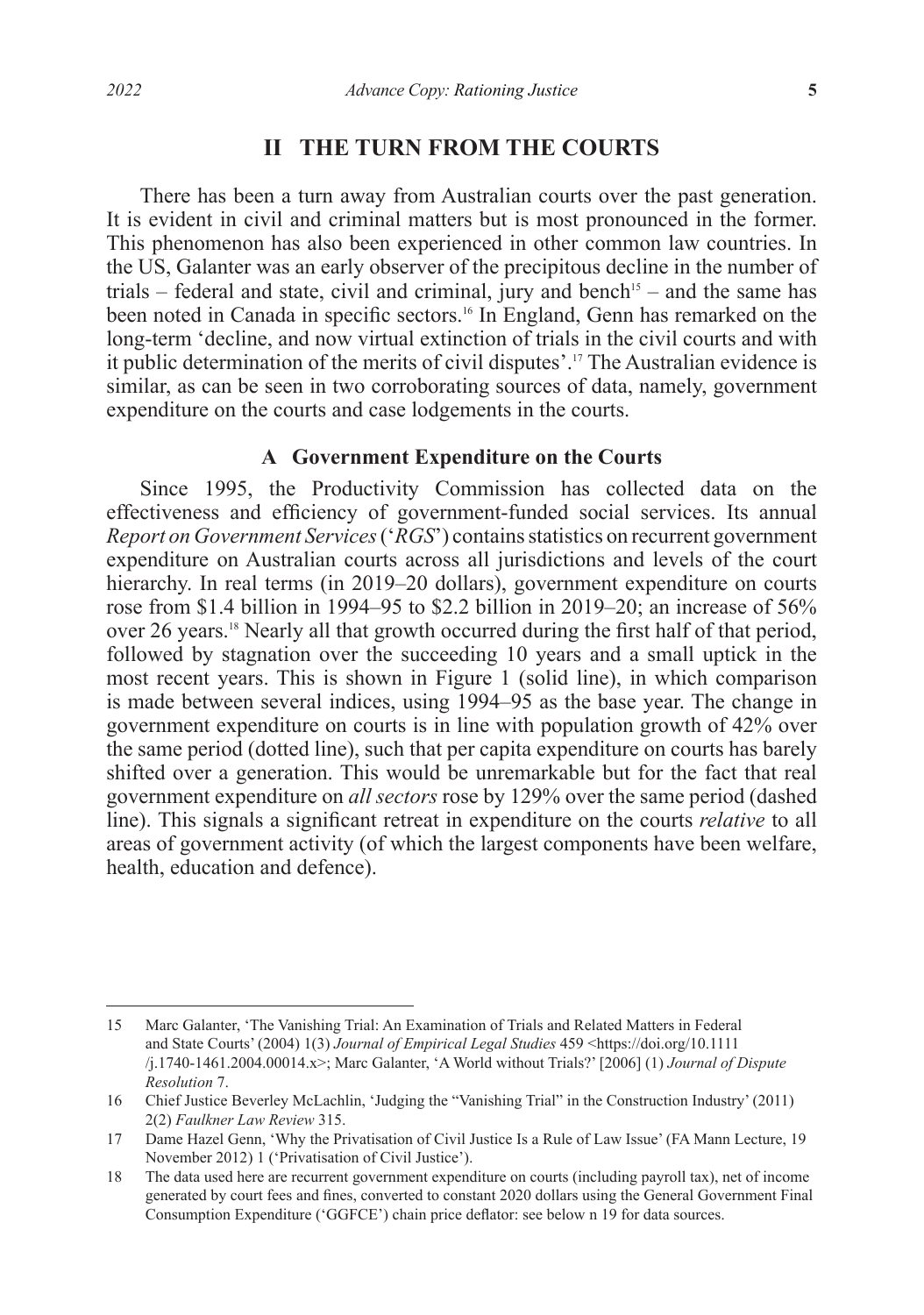## II THE TURN FROM THE COURTS

There has been a turn away from Australian courts over the past generation. It is evident in civil and criminal matters but is most pronounced in the former. This phenomenon has also been experienced in other common law countries. In the US, Galanter was an early observer of the precipitous decline in the number of trials – federal and state, civil and criminal, jury and bench[15] – and the same has been noted in Canada in specific sectors.[16] In England, Genn has remarked on the long-term 'decline, and now virtual extinction of trials in the civil courts and with it public determination of the merits of civil disputes'.[17] The Australian evidence is similar, as can be seen in two corroborating sources of data, namely, government expenditure on the courts and case lodgements in the courts.

### A Government Expenditure on the Courts

Since 1995, the Productivity Commission has collected data on the effectiveness and efficiency of government-funded social services. Its annual *Report on Government Services* ('*RGS*') contains statistics on recurrent government expenditure on Australian courts across all jurisdictions and levels of the court hierarchy. In real terms (in 2019–20 dollars), government expenditure on courts rose from $1.4 billion in 1994–95 to $2.2 billion in 2019–20; an increase of 56% over 26 years.[18] Nearly all that growth occurred during the first half of that period, followed by stagnation over the succeeding 10 years and a small uptick in the most recent years. This is shown in Figure 1 (solid line), in which comparison is made between several indices, using 1994–95 as the base year. The change in government expenditure on courts is in line with population growth of 42% over the same period (dotted line), such that per capita expenditure on courts has barely shifted over a generation. This would be unremarkable but for the fact that real government expenditure on *all sectors* rose by 129% over the same period (dashed line). This signals a significant retreat in expenditure on the courts *relative* to all areas of government activity (of which the largest components have been welfare, health, education and defence).

---

15 Marc Galanter, 'The Vanishing Trial: An Examination of Trials and Related Matters in Federal and State Courts' (2004) 1(3) *Journal of Empirical Legal Studies* 459 <https://doi.org/10.1111/j.1740-1461.2004.00014.x>; Marc Galanter, 'A World without Trials?' [2006] (1) *Journal of Dispute Resolution* 7.

16 Chief Justice Beverley McLachlin, 'Judging the "Vanishing Trial" in the Construction Industry' (2011) 2(2) *Faulkner Law Review* 315.

17 Dame Hazel Genn, 'Why the Privatisation of Civil Justice Is a Rule of Law Issue' (FA Mann Lecture, 19 November 2012) 1 ('Privatisation of Civil Justice').

18 The data used here are recurrent government expenditure on courts (including payroll tax), net of income generated by court fees and fines, converted to constant 2020 dollars using the General Government Final Consumption Expenditure ('GGFCE') chain price deflator: see below n 19 for data sources.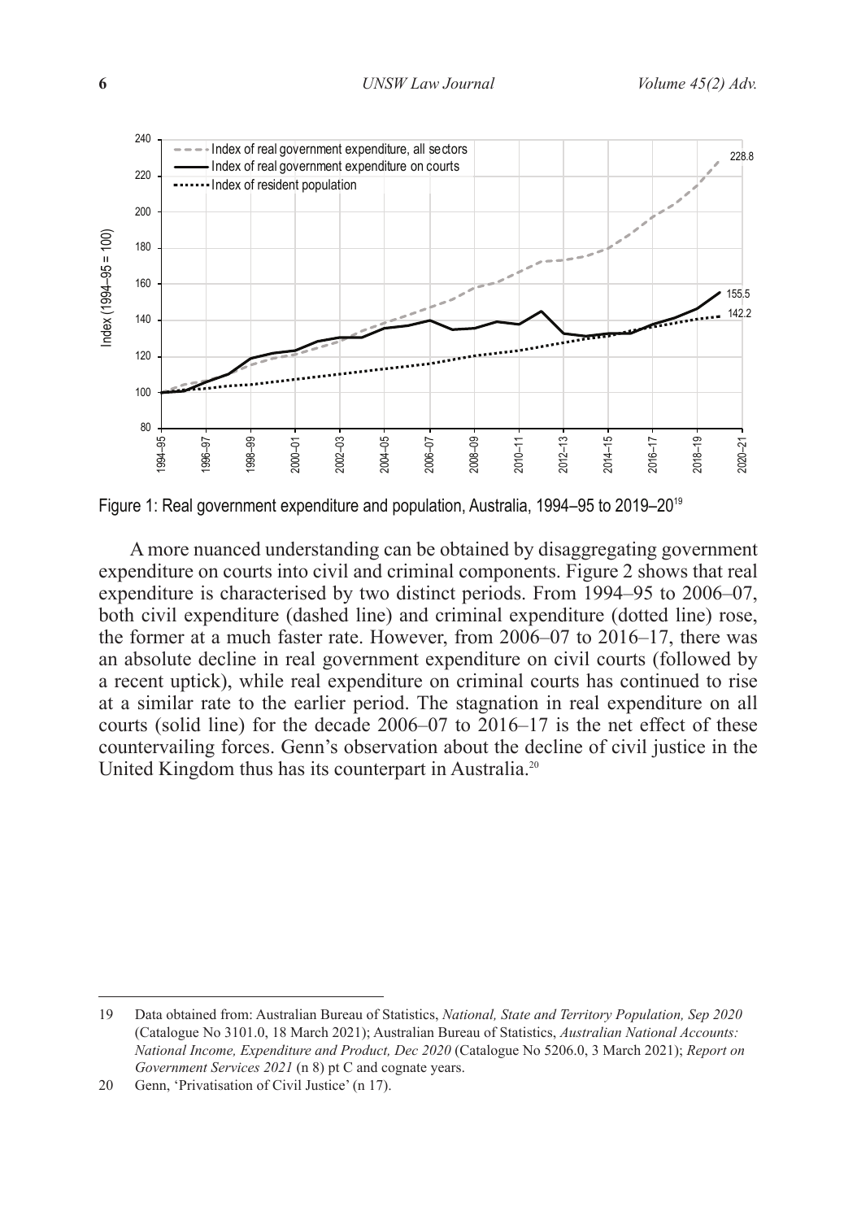Figure 1: Real government expenditure and population, Australia, 1994–95 to 2019–20[19]

A more nuanced understanding can be obtained by disaggregating government expenditure on courts into civil and criminal components. Figure 2 shows that real expenditure is characterised by two distinct periods. From 1994–95 to 2006–07, both civil expenditure (dashed line) and criminal expenditure (dotted line) rose, the former at a much faster rate. However, from 2006–07 to 2016–17, there was an absolute decline in real government expenditure on civil courts (followed by a recent uptick), while real expenditure on criminal courts has continued to rise at a similar rate to the earlier period. The stagnation in real expenditure on all courts (solid line) for the decade 2006–07 to 2016–17 is the net effect of these countervailing forces. Genn's observation about the decline of civil justice in the United Kingdom thus has its counterpart in Australia.[20]

---

19 Data obtained from: Australian Bureau of Statistics, *National, State and Territory Population, Sep 2020* (Catalogue No 3101.0, 18 March 2021); Australian Bureau of Statistics, *Australian National Accounts: National Income, Expenditure and Product, Dec 2020* (Catalogue No 5206.0, 3 March 2021); *Report on Government Services 2021* (n 8) pt C and cognate years.

20 Genn, 'Privatisation of Civil Justice' (n 17).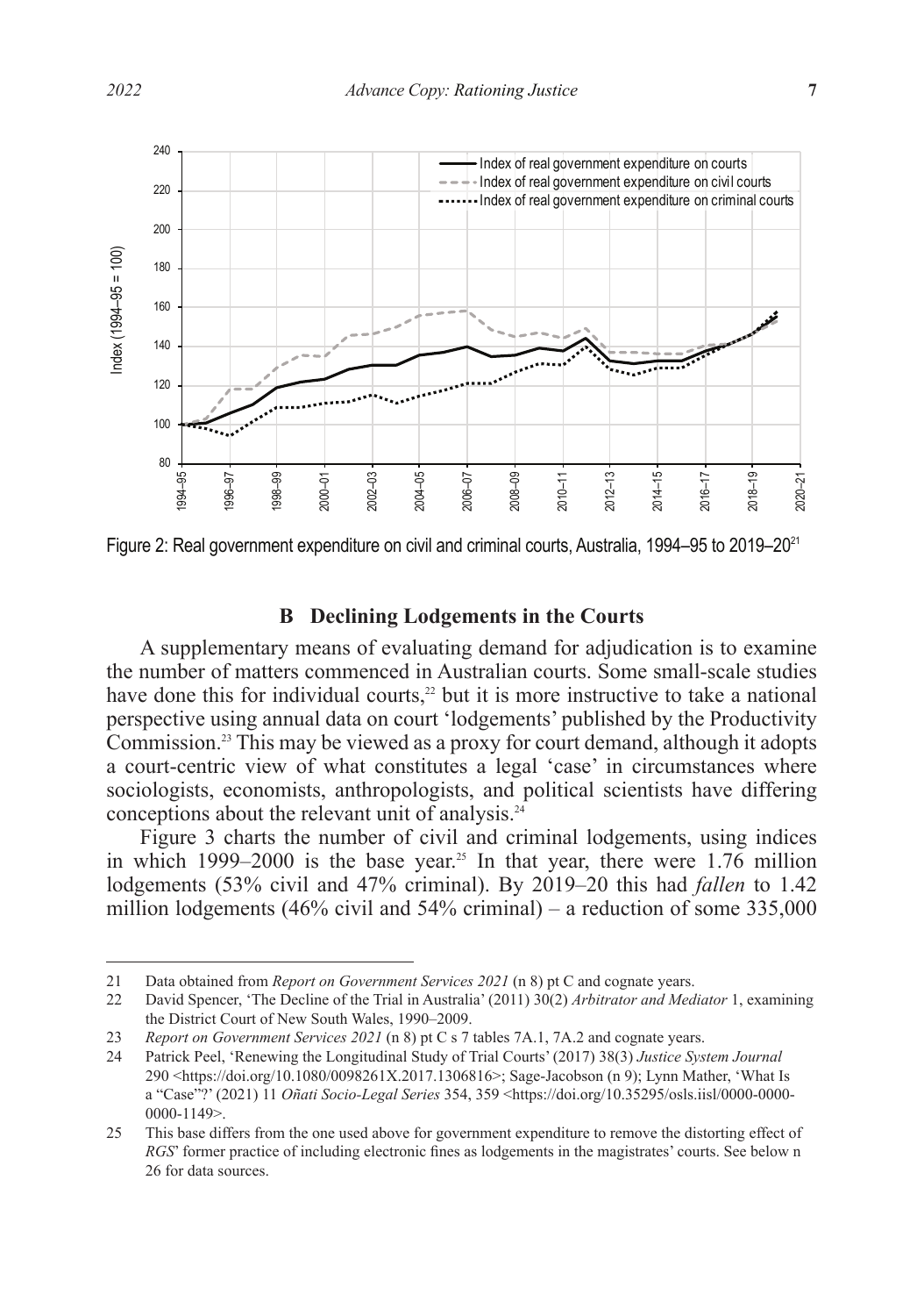Figure 2: Real government expenditure on civil and criminal courts, Australia, 1994–95 to 2019–20[21]

### B Declining Lodgements in the Courts

A supplementary means of evaluating demand for adjudication is to examine the number of matters commenced in Australian courts. Some small-scale studies have done this for individual courts,[22] but it is more instructive to take a national perspective using annual data on court 'lodgements' published by the Productivity Commission.[23] This may be viewed as a proxy for court demand, although it adopts a court-centric view of what constitutes a legal 'case' in circumstances where sociologists, economists, anthropologists, and political scientists have differing conceptions about the relevant unit of analysis.[24]

Figure 3 charts the number of civil and criminal lodgements, using indices in which 1999–2000 is the base year.[25] In that year, there were 1.76 million lodgements (53% civil and 47% criminal). By 2019–20 this had *fallen* to 1.42 million lodgements (46% civil and 54% criminal) – a reduction of some 335,000

---

21 Data obtained from *Report on Government Services 2021* (n 8) pt C and cognate years.

22 David Spencer, 'The Decline of the Trial in Australia' (2011) 30(2) *Arbitrator and Mediator* 1, examining the District Court of New South Wales, 1990–2009.

23 *Report on Government Services 2021* (n 8) pt C s 7 tables 7A.1, 7A.2 and cognate years.

24 Patrick Peel, 'Renewing the Longitudinal Study of Trial Courts' (2017) 38(3) *Justice System Journal* 290 <https://doi.org/10.1080/0098261X.2017.1306816>; Sage-Jacobson (n 9); Lynn Mather, 'What Is a "Case"?' (2021) 11 *Oñati Socio-Legal Series* 354, 359 <https://doi.org/10.35295/osls.iisl/0000-0000-0000-1149>.

25 This base differs from the one used above for government expenditure to remove the distorting effect of *RGS*' former practice of including electronic fines as lodgements in the magistrates' courts. See below n 26 for data sources.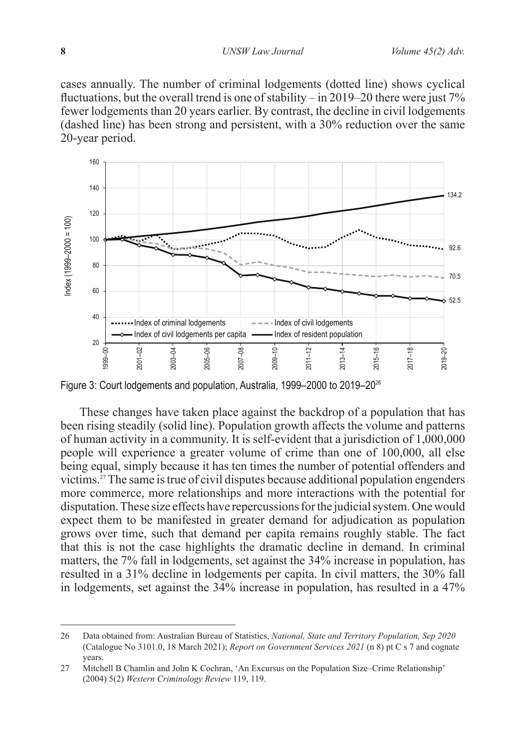cases annually. The number of criminal lodgements (dotted line) shows cyclical fluctuations, but the overall trend is one of stability – in 2019–20 there were just 7% fewer lodgements than 20 years earlier. By contrast, the decline in civil lodgements (dashed line) has been strong and persistent, with a 30% reduction over the same 20-year period.

Figure 3: Court lodgements and population, Australia, 1999–2000 to 2019–20[26]

These changes have taken place against the backdrop of a population that has been rising steadily (solid line). Population growth affects the volume and patterns of human activity in a community. It is self-evident that a jurisdiction of 1,000,000 people will experience a greater volume of crime than one of 100,000, all else being equal, simply because it has ten times the number of potential offenders and victims.[27] The same is true of civil disputes because additional population engenders more commerce, more relationships and more interactions with the potential for disputation. These size effects have repercussions for the judicial system. One would expect them to be manifested in greater demand for adjudication as population grows over time, such that demand per capita remains roughly stable. The fact that this is not the case highlights the dramatic decline in demand. In criminal matters, the 7% fall in lodgements, set against the 34% increase in population, has resulted in a 31% decline in lodgements per capita. In civil matters, the 30% fall in lodgements, set against the 34% increase in population, has resulted in a 47%

---

26 Data obtained from: Australian Bureau of Statistics, *National, State and Territory Population, Sep 2020* (Catalogue No 3101.0, 18 March 2021); *Report on Government Services 2021* (n 8) pt C s 7 and cognate years.

27 Mitchell B Chamlin and John K Cochran, 'An Excursus on the Population Size–Crime Relationship' (2004) 5(2) *Western Criminology Review* 119, 119.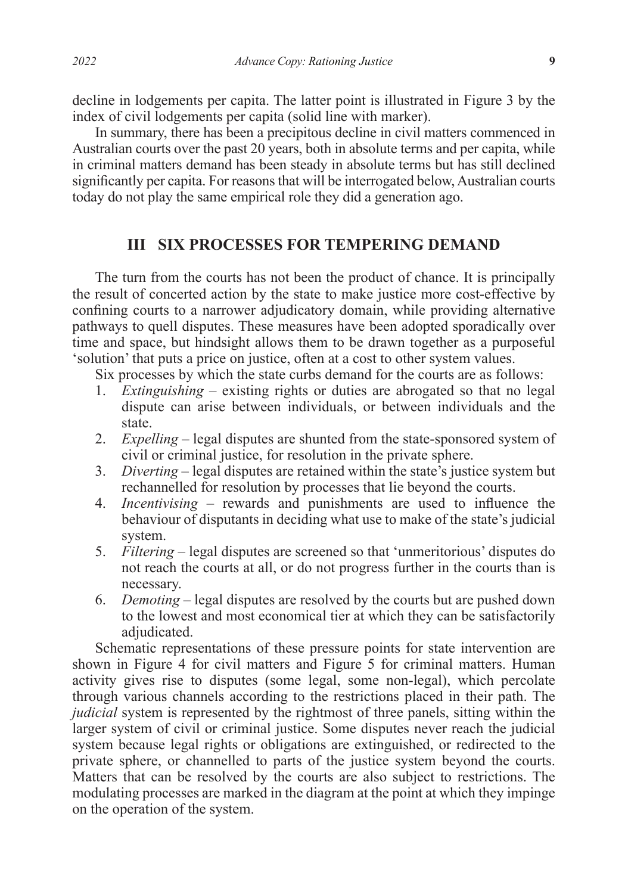decline in lodgements per capita. The latter point is illustrated in Figure 3 by the index of civil lodgements per capita (solid line with marker).

In summary, there has been a precipitous decline in civil matters commenced in Australian courts over the past 20 years, both in absolute terms and per capita, while in criminal matters demand has been steady in absolute terms but has still declined significantly per capita. For reasons that will be interrogated below, Australian courts today do not play the same empirical role they did a generation ago.

## III SIX PROCESSES FOR TEMPERING DEMAND

The turn from the courts has not been the product of chance. It is principally the result of concerted action by the state to make justice more cost-effective by confining courts to a narrower adjudicatory domain, while providing alternative pathways to quell disputes. These measures have been adopted sporadically over time and space, but hindsight allows them to be drawn together as a purposeful 'solution' that puts a price on justice, often at a cost to other system values.

Six processes by which the state curbs demand for the courts are as follows:

1. *Extinguishing* – existing rights or duties are abrogated so that no legal dispute can arise between individuals, or between individuals and the state.
2. *Expelling* – legal disputes are shunted from the state-sponsored system of civil or criminal justice, for resolution in the private sphere.
3. *Diverting* – legal disputes are retained within the state's justice system but rechannelled for resolution by processes that lie beyond the courts.
4. *Incentivising* – rewards and punishments are used to influence the behaviour of disputants in deciding what use to make of the state's judicial system.
5. *Filtering* – legal disputes are screened so that 'unmeritorious' disputes do not reach the courts at all, or do not progress further in the courts than is necessary.
6. *Demoting* – legal disputes are resolved by the courts but are pushed down to the lowest and most economical tier at which they can be satisfactorily adjudicated.

Schematic representations of these pressure points for state intervention are shown in Figure 4 for civil matters and Figure 5 for criminal matters. Human activity gives rise to disputes (some legal, some non-legal), which percolate through various channels according to the restrictions placed in their path. The *judicial* system is represented by the rightmost of three panels, sitting within the larger system of civil or criminal justice. Some disputes never reach the judicial system because legal rights or obligations are extinguished, or redirected to the private sphere, or channelled to parts of the justice system beyond the courts. Matters that can be resolved by the courts are also subject to restrictions. The modulating processes are marked in the diagram at the point at which they impinge on the operation of the system.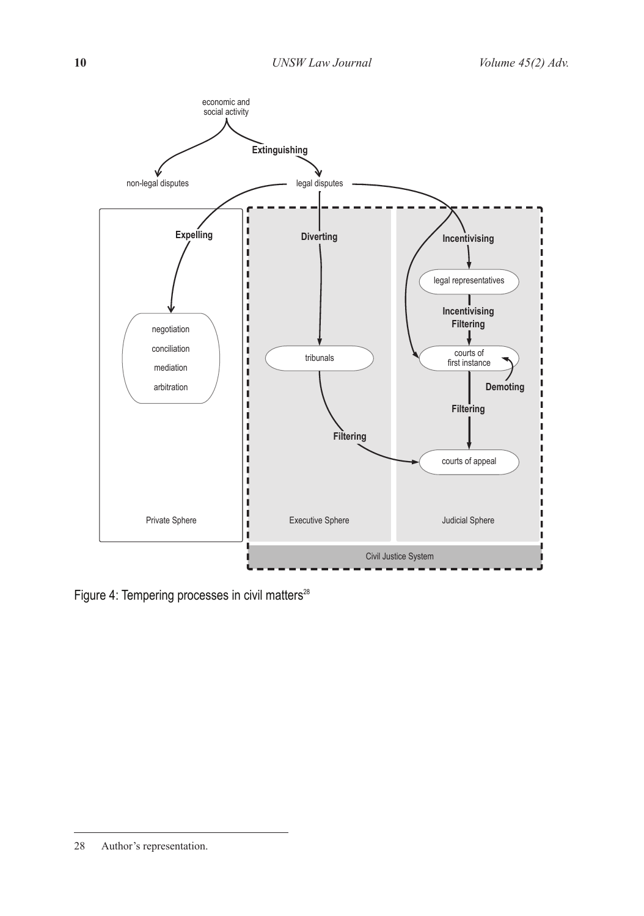economic and social activity

Extinguishing

non-legal disputes

legal disputes

Expelling

Diverting

Incentivising

legal representatives

Incentivising

Filtering

negotiation

conciliation

mediation

arbitration

tribunals

courts of first instance

Demoting

Filtering

Filtering

courts of appeal

Private Sphere

Executive Sphere

Judicial Sphere

Civil Justice System

Figure 4: Tempering processes in civil matters[28]

28 Author's representation.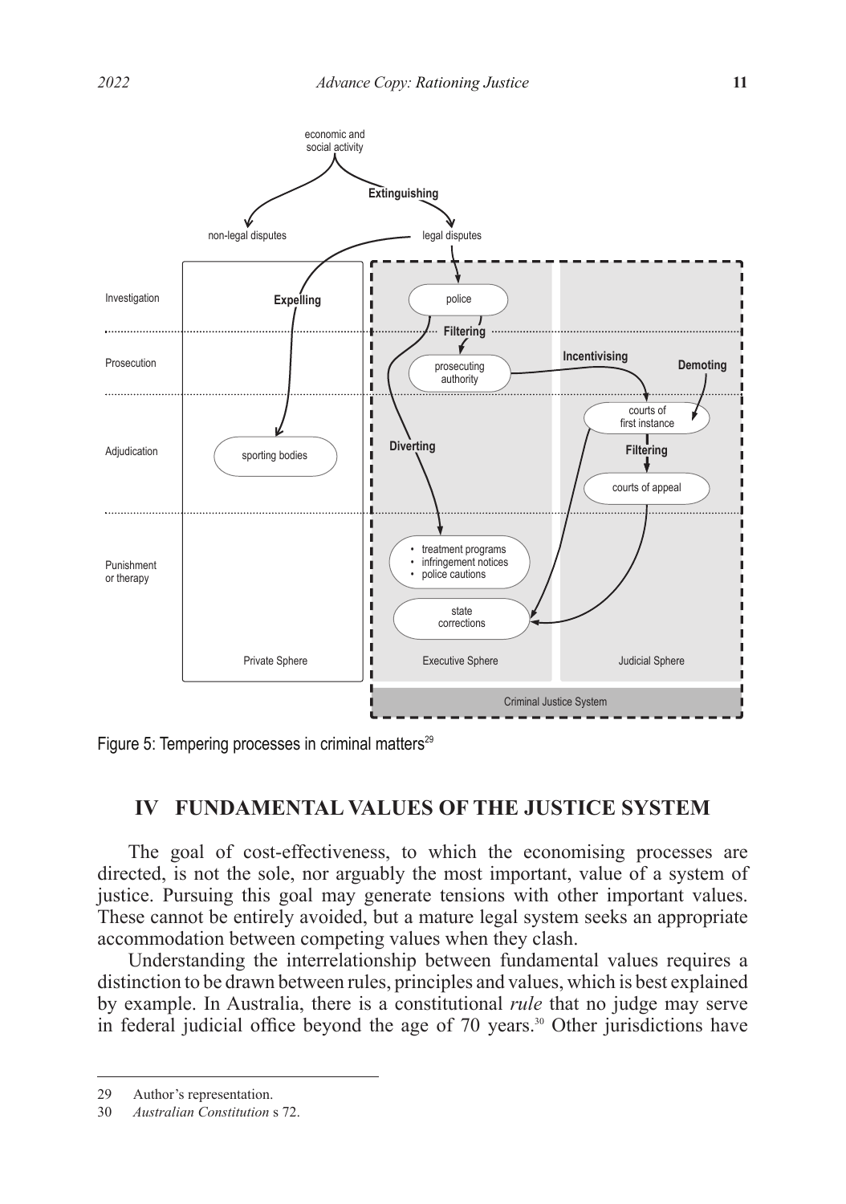Figure 5: Tempering processes in criminal matters[29]

## IV FUNDAMENTAL VALUES OF THE JUSTICE SYSTEM

The goal of cost-effectiveness, to which the economising processes are directed, is not the sole, nor arguably the most important, value of a system of justice. Pursuing this goal may generate tensions with other important values. These cannot be entirely avoided, but a mature legal system seeks an appropriate accommodation between competing values when they clash.

Understanding the interrelationship between fundamental values requires a distinction to be drawn between rules, principles and values, which is best explained by example. In Australia, there is a constitutional *rule* that no judge may serve in federal judicial office beyond the age of 70 years.[30] Other jurisdictions have

---

29 Author's representation.

30 *Australian Constitution* s 72.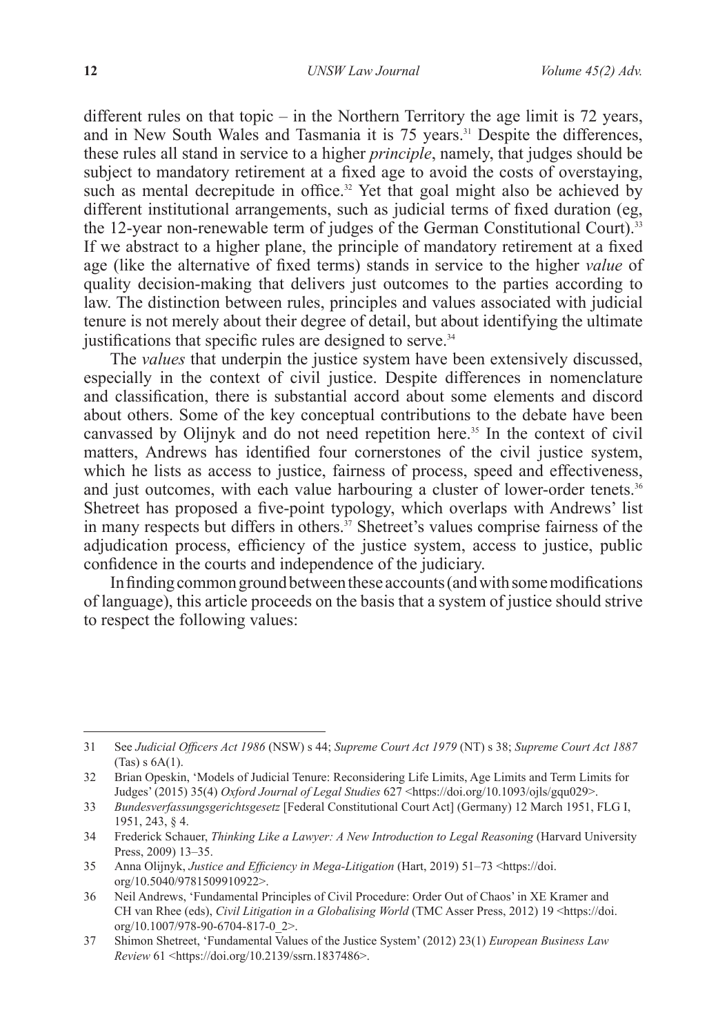different rules on that topic – in the Northern Territory the age limit is 72 years, and in New South Wales and Tasmania it is 75 years.[31] Despite the differences, these rules all stand in service to a higher *principle*, namely, that judges should be subject to mandatory retirement at a fixed age to avoid the costs of overstaying, such as mental decrepitude in office.[32] Yet that goal might also be achieved by different institutional arrangements, such as judicial terms of fixed duration (eg, the 12-year non-renewable term of judges of the German Constitutional Court).[33] If we abstract to a higher plane, the principle of mandatory retirement at a fixed age (like the alternative of fixed terms) stands in service to the higher *value* of quality decision-making that delivers just outcomes to the parties according to law. The distinction between rules, principles and values associated with judicial tenure is not merely about their degree of detail, but about identifying the ultimate justifications that specific rules are designed to serve.[34]

The *values* that underpin the justice system have been extensively discussed, especially in the context of civil justice. Despite differences in nomenclature and classification, there is substantial accord about some elements and discord about others. Some of the key conceptual contributions to the debate have been canvassed by Olijnyk and do not need repetition here.[35] In the context of civil matters, Andrews has identified four cornerstones of the civil justice system, which he lists as access to justice, fairness of process, speed and effectiveness, and just outcomes, with each value harbouring a cluster of lower-order tenets.[36] Shetreet has proposed a five-point typology, which overlaps with Andrews' list in many respects but differs in others.[37] Shetreet's values comprise fairness of the adjudication process, efficiency of the justice system, access to justice, public confidence in the courts and independence of the judiciary.

In finding common ground between these accounts (and with some modifications of language), this article proceeds on the basis that a system of justice should strive to respect the following values:

---

31 See *Judicial Officers Act 1986* (NSW) s 44; *Supreme Court Act 1979* (NT) s 38; *Supreme Court Act 1887* (Tas) s 6A(1).

32 Brian Opeskin, 'Models of Judicial Tenure: Reconsidering Life Limits, Age Limits and Term Limits for Judges' (2015) 35(4) *Oxford Journal of Legal Studies* 627 <https://doi.org/10.1093/ojls/gqu029>.

33 *Bundesverfassungsgerichtsgesetz* [Federal Constitutional Court Act] (Germany) 12 March 1951, FLG I, 1951, 243, § 4.

34 Frederick Schauer, *Thinking Like a Lawyer: A New Introduction to Legal Reasoning* (Harvard University Press, 2009) 13–35.

35 Anna Olijnyk, *Justice and Efficiency in Mega-Litigation* (Hart, 2019) 51–73 <https://doi.org/10.5040/9781509910922>.

36 Neil Andrews, 'Fundamental Principles of Civil Procedure: Order Out of Chaos' in XE Kramer and CH van Rhee (eds), *Civil Litigation in a Globalising World* (TMC Asser Press, 2012) 19 <https://doi.org/10.1007/978-90-6704-817-0_2>.

37 Shimon Shetreet, 'Fundamental Values of the Justice System' (2012) 23(1) *European Business Law Review* 61 <https://doi.org/10.2139/ssrn.1837486>.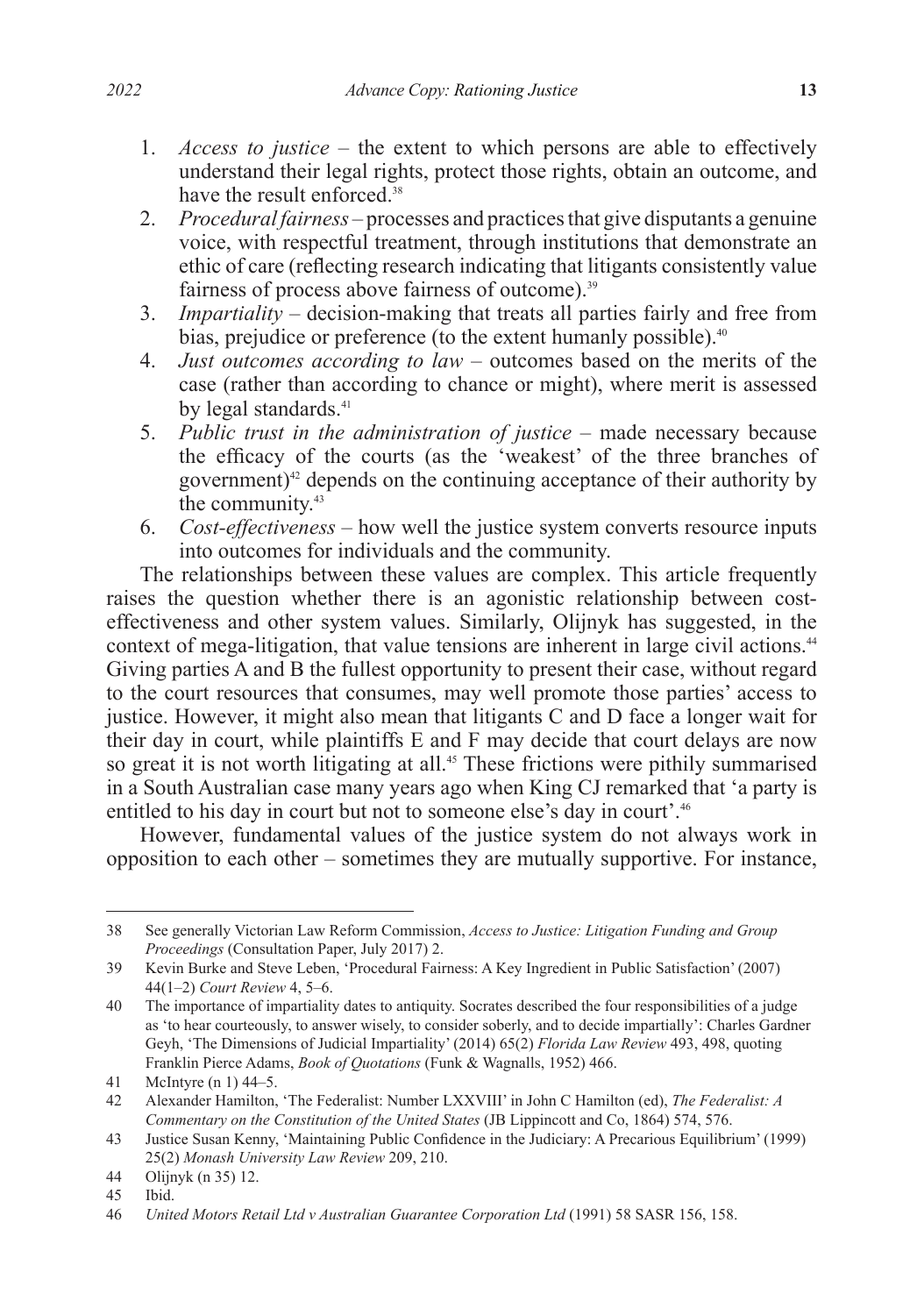1. *Access to justice* – the extent to which persons are able to effectively understand their legal rights, protect those rights, obtain an outcome, and have the result enforced.[38]
2. *Procedural fairness* – processes and practices that give disputants a genuine voice, with respectful treatment, through institutions that demonstrate an ethic of care (reflecting research indicating that litigants consistently value fairness of process above fairness of outcome).[39]
3. *Impartiality* – decision-making that treats all parties fairly and free from bias, prejudice or preference (to the extent humanly possible).[40]
4. *Just outcomes according to law* – outcomes based on the merits of the case (rather than according to chance or might), where merit is assessed by legal standards.[41]
5. *Public trust in the administration of justice* – made necessary because the efficacy of the courts (as the 'weakest' of the three branches of government)[42] depends on the continuing acceptance of their authority by the community.[43]
6. *Cost-effectiveness* – how well the justice system converts resource inputs into outcomes for individuals and the community.

The relationships between these values are complex. This article frequently raises the question whether there is an agonistic relationship between cost-effectiveness and other system values. Similarly, Olijnyk has suggested, in the context of mega-litigation, that value tensions are inherent in large civil actions.[44] Giving parties A and B the fullest opportunity to present their case, without regard to the court resources that consumes, may well promote those parties' access to justice. However, it might also mean that litigants C and D face a longer wait for their day in court, while plaintiffs E and F may decide that court delays are now so great it is not worth litigating at all.[45] These frictions were pithily summarised in a South Australian case many years ago when King CJ remarked that 'a party is entitled to his day in court but not to someone else's day in court'.[46]

However, fundamental values of the justice system do not always work in opposition to each other – sometimes they are mutually supportive. For instance,

---

38 See generally Victorian Law Reform Commission, *Access to Justice: Litigation Funding and Group Proceedings* (Consultation Paper, July 2017) 2.

39 Kevin Burke and Steve Leben, 'Procedural Fairness: A Key Ingredient in Public Satisfaction' (2007) 44(1–2) *Court Review* 4, 5–6.

40 The importance of impartiality dates to antiquity. Socrates described the four responsibilities of a judge as 'to hear courteously, to answer wisely, to consider soberly, and to decide impartially': Charles Gardner Geyh, 'The Dimensions of Judicial Impartiality' (2014) 65(2) *Florida Law Review* 493, 498, quoting Franklin Pierce Adams, *Book of Quotations* (Funk & Wagnalls, 1952) 466.

41 McIntyre (n 1) 44–5.

42 Alexander Hamilton, 'The Federalist: Number LXXVIII' in John C Hamilton (ed), *The Federalist: A Commentary on the Constitution of the United States* (JB Lippincott and Co, 1864) 574, 576.

43 Justice Susan Kenny, 'Maintaining Public Confidence in the Judiciary: A Precarious Equilibrium' (1999) 25(2) *Monash University Law Review* 209, 210.

44 Olijnyk (n 35) 12.

45 Ibid.

46 *United Motors Retail Ltd v Australian Guarantee Corporation Ltd* (1991) 58 SASR 156, 158.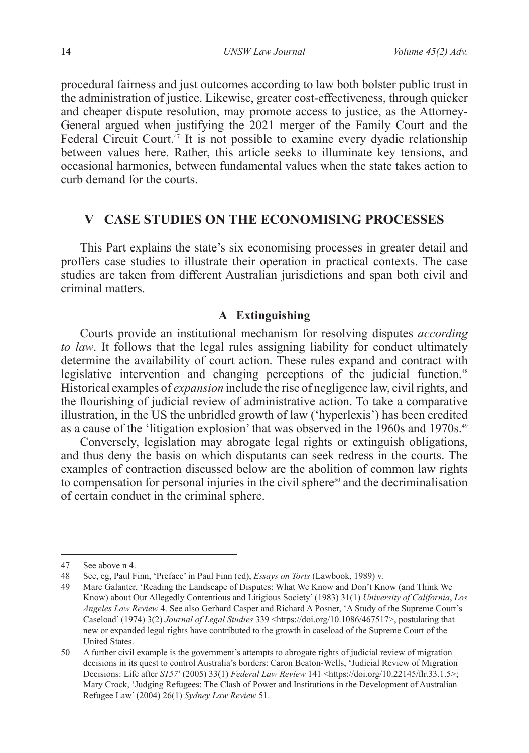procedural fairness and just outcomes according to law both bolster public trust in the administration of justice. Likewise, greater cost-effectiveness, through quicker and cheaper dispute resolution, may promote access to justice, as the Attorney-General argued when justifying the 2021 merger of the Family Court and the Federal Circuit Court.[47] It is not possible to examine every dyadic relationship between values here. Rather, this article seeks to illuminate key tensions, and occasional harmonies, between fundamental values when the state takes action to curb demand for the courts.

## V CASE STUDIES ON THE ECONOMISING PROCESSES

This Part explains the state's six economising processes in greater detail and proffers case studies to illustrate their operation in practical contexts. The case studies are taken from different Australian jurisdictions and span both civil and criminal matters.

### A Extinguishing

Courts provide an institutional mechanism for resolving disputes *according to law*. It follows that the legal rules assigning liability for conduct ultimately determine the availability of court action. These rules expand and contract with legislative intervention and changing perceptions of the judicial function.[48] Historical examples of *expansion* include the rise of negligence law, civil rights, and the flourishing of judicial review of administrative action. To take a comparative illustration, in the US the unbridled growth of law ('hyperlexis') has been credited as a cause of the 'litigation explosion' that was observed in the 1960s and 1970s.[49]

Conversely, legislation may abrogate legal rights or extinguish obligations, and thus deny the basis on which disputants can seek redress in the courts. The examples of contraction discussed below are the abolition of common law rights to compensation for personal injuries in the civil sphere[50] and the decriminalisation of certain conduct in the criminal sphere.

---

47 See above n 4.

48 See, eg, Paul Finn, 'Preface' in Paul Finn (ed), *Essays on Torts* (Lawbook, 1989) v.

49 Marc Galanter, 'Reading the Landscape of Disputes: What We Know and Don't Know (and Think We Know) about Our Allegedly Contentious and Litigious Society' (1983) 31(1) *University of California*, *Los Angeles Law Review* 4. See also Gerhard Casper and Richard A Posner, 'A Study of the Supreme Court's Caseload' (1974) 3(2) *Journal of Legal Studies* 339 <https://doi.org/10.1086/467517>, postulating that new or expanded legal rights have contributed to the growth in caseload of the Supreme Court of the United States.

50 A further civil example is the government's attempts to abrogate rights of judicial review of migration decisions in its quest to control Australia's borders: Caron Beaton-Wells, 'Judicial Review of Migration Decisions: Life after *S157*' (2005) 33(1) *Federal Law Review* 141 <https://doi.org/10.22145/flr.33.1.5>; Mary Crock, 'Judging Refugees: The Clash of Power and Institutions in the Development of Australian Refugee Law' (2004) 26(1) *Sydney Law Review* 51.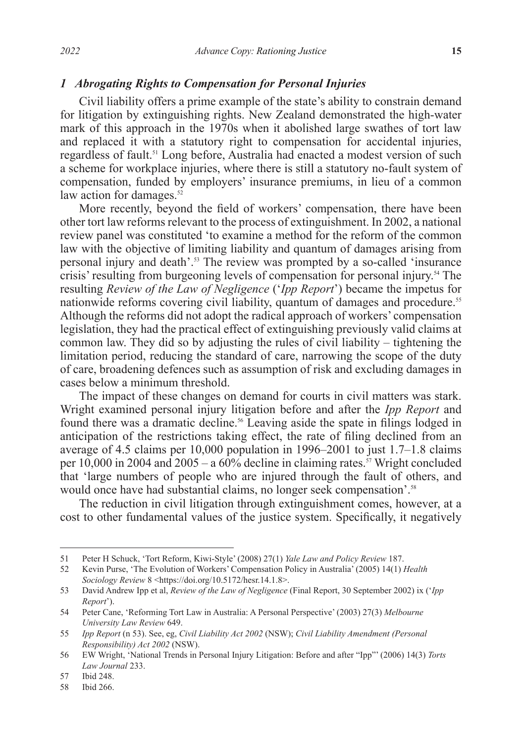### *1 Abrogating Rights to Compensation for Personal Injuries*

Civil liability offers a prime example of the state's ability to constrain demand for litigation by extinguishing rights. New Zealand demonstrated the high-water mark of this approach in the 1970s when it abolished large swathes of tort law and replaced it with a statutory right to compensation for accidental injuries, regardless of fault.[51] Long before, Australia had enacted a modest version of such a scheme for workplace injuries, where there is still a statutory no-fault system of compensation, funded by employers' insurance premiums, in lieu of a common law action for damages.[52]

More recently, beyond the field of workers' compensation, there have been other tort law reforms relevant to the process of extinguishment. In 2002, a national review panel was constituted 'to examine a method for the reform of the common law with the objective of limiting liability and quantum of damages arising from personal injury and death'.[53] The review was prompted by a so-called 'insurance crisis' resulting from burgeoning levels of compensation for personal injury.[54] The resulting *Review of the Law of Negligence* ('*Ipp Report*') became the impetus for nationwide reforms covering civil liability, quantum of damages and procedure.[55] Although the reforms did not adopt the radical approach of workers' compensation legislation, they had the practical effect of extinguishing previously valid claims at common law. They did so by adjusting the rules of civil liability – tightening the limitation period, reducing the standard of care, narrowing the scope of the duty of care, broadening defences such as assumption of risk and excluding damages in cases below a minimum threshold.

The impact of these changes on demand for courts in civil matters was stark. Wright examined personal injury litigation before and after the *Ipp Report* and found there was a dramatic decline.[56] Leaving aside the spate in filings lodged in anticipation of the restrictions taking effect, the rate of filing declined from an average of 4.5 claims per 10,000 population in 1996–2001 to just 1.7–1.8 claims per 10,000 in 2004 and 2005 – a 60% decline in claiming rates.[57] Wright concluded that 'large numbers of people who are injured through the fault of others, and would once have had substantial claims, no longer seek compensation'.[58]

The reduction in civil litigation through extinguishment comes, however, at a cost to other fundamental values of the justice system. Specifically, it negatively

---

51 Peter H Schuck, 'Tort Reform, Kiwi-Style' (2008) 27(1) *Yale Law and Policy Review* 187.

52 Kevin Purse, 'The Evolution of Workers' Compensation Policy in Australia' (2005) 14(1) *Health Sociology Review* 8 <https://doi.org/10.5172/hesr.14.1.8>.

53 David Andrew Ipp et al, *Review of the Law of Negligence* (Final Report, 30 September 2002) ix ('*Ipp Report*').

54 Peter Cane, 'Reforming Tort Law in Australia: A Personal Perspective' (2003) 27(3) *Melbourne University Law Review* 649.

55 *Ipp Report* (n 53). See, eg, *Civil Liability Act 2002* (NSW); *Civil Liability Amendment (Personal Responsibility) Act 2002* (NSW).

56 EW Wright, 'National Trends in Personal Injury Litigation: Before and after "Ipp"' (2006) 14(3) *Torts Law Journal* 233.

57 Ibid 248.

58 Ibid 266.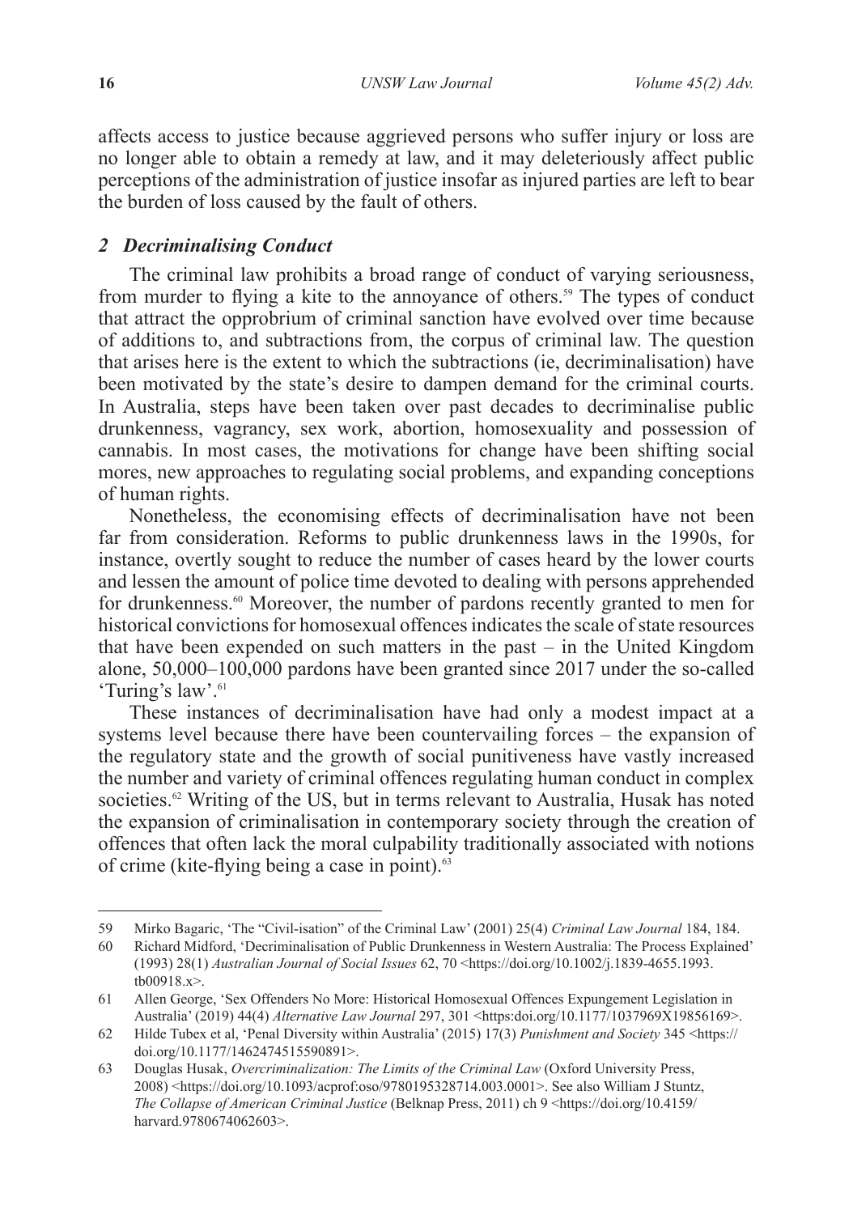affects access to justice because aggrieved persons who suffer injury or loss are no longer able to obtain a remedy at law, and it may deleteriously affect public perceptions of the administration of justice insofar as injured parties are left to bear the burden of loss caused by the fault of others.

### *2 Decriminalising Conduct*

The criminal law prohibits a broad range of conduct of varying seriousness, from murder to flying a kite to the annoyance of others.[59] The types of conduct that attract the opprobrium of criminal sanction have evolved over time because of additions to, and subtractions from, the corpus of criminal law. The question that arises here is the extent to which the subtractions (ie, decriminalisation) have been motivated by the state's desire to dampen demand for the criminal courts. In Australia, steps have been taken over past decades to decriminalise public drunkenness, vagrancy, sex work, abortion, homosexuality and possession of cannabis. In most cases, the motivations for change have been shifting social mores, new approaches to regulating social problems, and expanding conceptions of human rights.

Nonetheless, the economising effects of decriminalisation have not been far from consideration. Reforms to public drunkenness laws in the 1990s, for instance, overtly sought to reduce the number of cases heard by the lower courts and lessen the amount of police time devoted to dealing with persons apprehended for drunkenness.[60] Moreover, the number of pardons recently granted to men for historical convictions for homosexual offences indicates the scale of state resources that have been expended on such matters in the past – in the United Kingdom alone, 50,000–100,000 pardons have been granted since 2017 under the so-called 'Turing's law'.[61]

These instances of decriminalisation have had only a modest impact at a systems level because there have been countervailing forces – the expansion of the regulatory state and the growth of social punitiveness have vastly increased the number and variety of criminal offences regulating human conduct in complex societies.[62] Writing of the US, but in terms relevant to Australia, Husak has noted the expansion of criminalisation in contemporary society through the creation of offences that often lack the moral culpability traditionally associated with notions of crime (kite-flying being a case in point).[63]

---

59 Mirko Bagaric, 'The "Civil-isation" of the Criminal Law' (2001) 25(4) *Criminal Law Journal* 184, 184.

60 Richard Midford, 'Decriminalisation of Public Drunkenness in Western Australia: The Process Explained' (1993) 28(1) *Australian Journal of Social Issues* 62, 70 <https://doi.org/10.1002/j.1839-4655.1993.tb00918.x>.

61 Allen George, 'Sex Offenders No More: Historical Homosexual Offences Expungement Legislation in Australia' (2019) 44(4) *Alternative Law Journal* 297, 301 <https:doi.org/10.1177/1037969X19856169>.

62 Hilde Tubex et al, 'Penal Diversity within Australia' (2015) 17(3) *Punishment and Society* 345 <https://doi.org/10.1177/1462474515590891>.

63 Douglas Husak, *Overcriminalization: The Limits of the Criminal Law* (Oxford University Press, 2008) <https://doi.org/10.1093/acprof:oso/9780195328714.003.0001>. See also William J Stuntz, *The Collapse of American Criminal Justice* (Belknap Press, 2011) ch 9 <https://doi.org/10.4159/harvard.9780674062603>.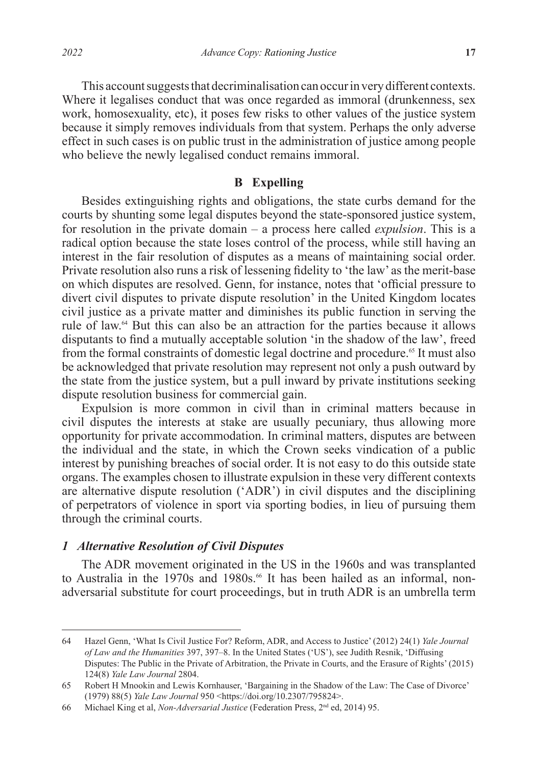This account suggests that decriminalisation can occur in very different contexts. Where it legalises conduct that was once regarded as immoral (drunkenness, sex work, homosexuality, etc), it poses few risks to other values of the justice system because it simply removes individuals from that system. Perhaps the only adverse effect in such cases is on public trust in the administration of justice among people who believe the newly legalised conduct remains immoral.

### B Expelling

Besides extinguishing rights and obligations, the state curbs demand for the courts by shunting some legal disputes beyond the state-sponsored justice system, for resolution in the private domain – a process here called *expulsion*. This is a radical option because the state loses control of the process, while still having an interest in the fair resolution of disputes as a means of maintaining social order. Private resolution also runs a risk of lessening fidelity to 'the law' as the merit-base on which disputes are resolved. Genn, for instance, notes that 'official pressure to divert civil disputes to private dispute resolution' in the United Kingdom locates civil justice as a private matter and diminishes its public function in serving the rule of law.[64] But this can also be an attraction for the parties because it allows disputants to find a mutually acceptable solution 'in the shadow of the law', freed from the formal constraints of domestic legal doctrine and procedure.[65] It must also be acknowledged that private resolution may represent not only a push outward by the state from the justice system, but a pull inward by private institutions seeking dispute resolution business for commercial gain.

Expulsion is more common in civil than in criminal matters because in civil disputes the interests at stake are usually pecuniary, thus allowing more opportunity for private accommodation. In criminal matters, disputes are between the individual and the state, in which the Crown seeks vindication of a public interest by punishing breaches of social order. It is not easy to do this outside state organs. The examples chosen to illustrate expulsion in these very different contexts are alternative dispute resolution ('ADR') in civil disputes and the disciplining of perpetrators of violence in sport via sporting bodies, in lieu of pursuing them through the criminal courts.

#### *1 Alternative Resolution of Civil Disputes*

The ADR movement originated in the US in the 1960s and was transplanted to Australia in the 1970s and 1980s.[66] It has been hailed as an informal, non-adversarial substitute for court proceedings, but in truth ADR is an umbrella term

---

64 Hazel Genn, 'What Is Civil Justice For? Reform, ADR, and Access to Justice' (2012) 24(1) *Yale Journal of Law and the Humanities* 397, 397–8. In the United States ('US'), see Judith Resnik, 'Diffusing Disputes: The Public in the Private of Arbitration, the Private in Courts, and the Erasure of Rights' (2015) 124(8) *Yale Law Journal* 2804.

65 Robert H Mnookin and Lewis Kornhauser, 'Bargaining in the Shadow of the Law: The Case of Divorce' (1979) 88(5) *Yale Law Journal* 950 <https://doi.org/10.2307/795824>.

66 Michael King et al, *Non-Adversarial Justice* (Federation Press, 2nd ed, 2014) 95.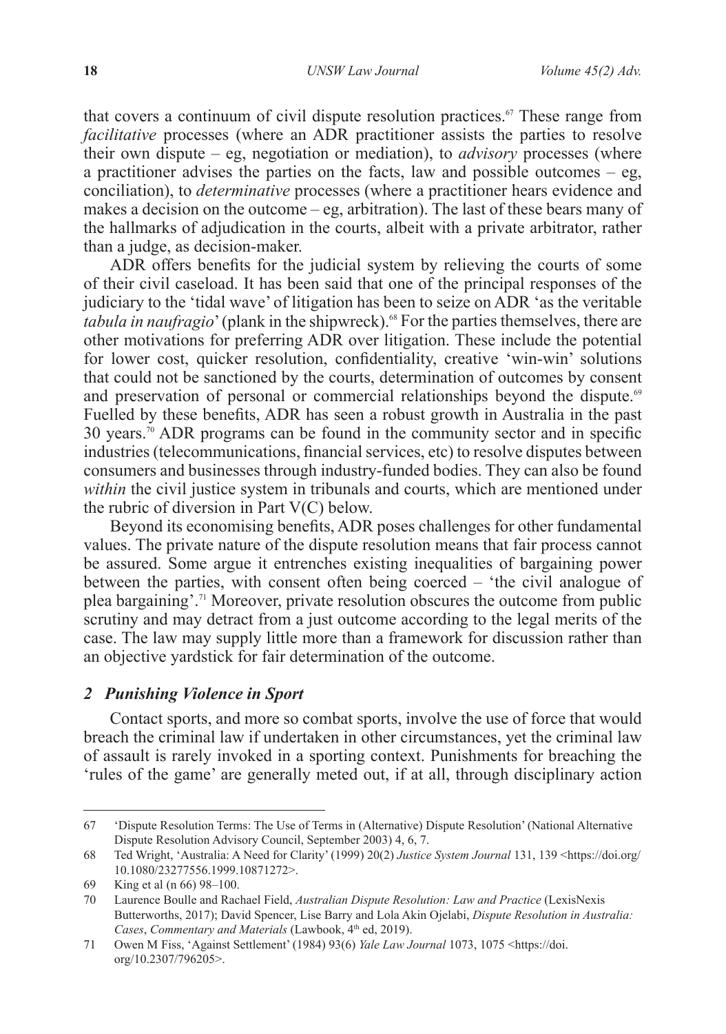that covers a continuum of civil dispute resolution practices.[67] These range from *facilitative* processes (where an ADR practitioner assists the parties to resolve their own dispute – eg, negotiation or mediation), to *advisory* processes (where a practitioner advises the parties on the facts, law and possible outcomes – eg, conciliation), to *determinative* processes (where a practitioner hears evidence and makes a decision on the outcome – eg, arbitration). The last of these bears many of the hallmarks of adjudication in the courts, albeit with a private arbitrator, rather than a judge, as decision-maker.

ADR offers benefits for the judicial system by relieving the courts of some of their civil caseload. It has been said that one of the principal responses of the judiciary to the 'tidal wave' of litigation has been to seize on ADR 'as the veritable *tabula in naufragio*' (plank in the shipwreck).[68] For the parties themselves, there are other motivations for preferring ADR over litigation. These include the potential for lower cost, quicker resolution, confidentiality, creative 'win-win' solutions that could not be sanctioned by the courts, determination of outcomes by consent and preservation of personal or commercial relationships beyond the dispute.[69] Fuelled by these benefits, ADR has seen a robust growth in Australia in the past 30 years.[70] ADR programs can be found in the community sector and in specific industries (telecommunications, financial services, etc) to resolve disputes between consumers and businesses through industry-funded bodies. They can also be found *within* the civil justice system in tribunals and courts, which are mentioned under the rubric of diversion in Part V(C) below.

Beyond its economising benefits, ADR poses challenges for other fundamental values. The private nature of the dispute resolution means that fair process cannot be assured. Some argue it entrenches existing inequalities of bargaining power between the parties, with consent often being coerced – 'the civil analogue of plea bargaining'.[71] Moreover, private resolution obscures the outcome from public scrutiny and may detract from a just outcome according to the legal merits of the case. The law may supply little more than a framework for discussion rather than an objective yardstick for fair determination of the outcome.

### *2 Punishing Violence in Sport*

Contact sports, and more so combat sports, involve the use of force that would breach the criminal law if undertaken in other circumstances, yet the criminal law of assault is rarely invoked in a sporting context. Punishments for breaching the 'rules of the game' are generally meted out, if at all, through disciplinary action

---

67 'Dispute Resolution Terms: The Use of Terms in (Alternative) Dispute Resolution' (National Alternative Dispute Resolution Advisory Council, September 2003) 4, 6, 7.

68 Ted Wright, 'Australia: A Need for Clarity' (1999) 20(2) *Justice System Journal* 131, 139 <https://doi.org/10.1080/23277556.1999.10871272>.

69 King et al (n 66) 98–100.

70 Laurence Boulle and Rachael Field, *Australian Dispute Resolution: Law and Practice* (LexisNexis Butterworths, 2017); David Spencer, Lise Barry and Lola Akin Ojelabi, *Dispute Resolution in Australia: Cases, Commentary and Materials* (Lawbook, 4th ed, 2019).

71 Owen M Fiss, 'Against Settlement' (1984) 93(6) *Yale Law Journal* 1073, 1075 <https://doi.org/10.2307/796205>.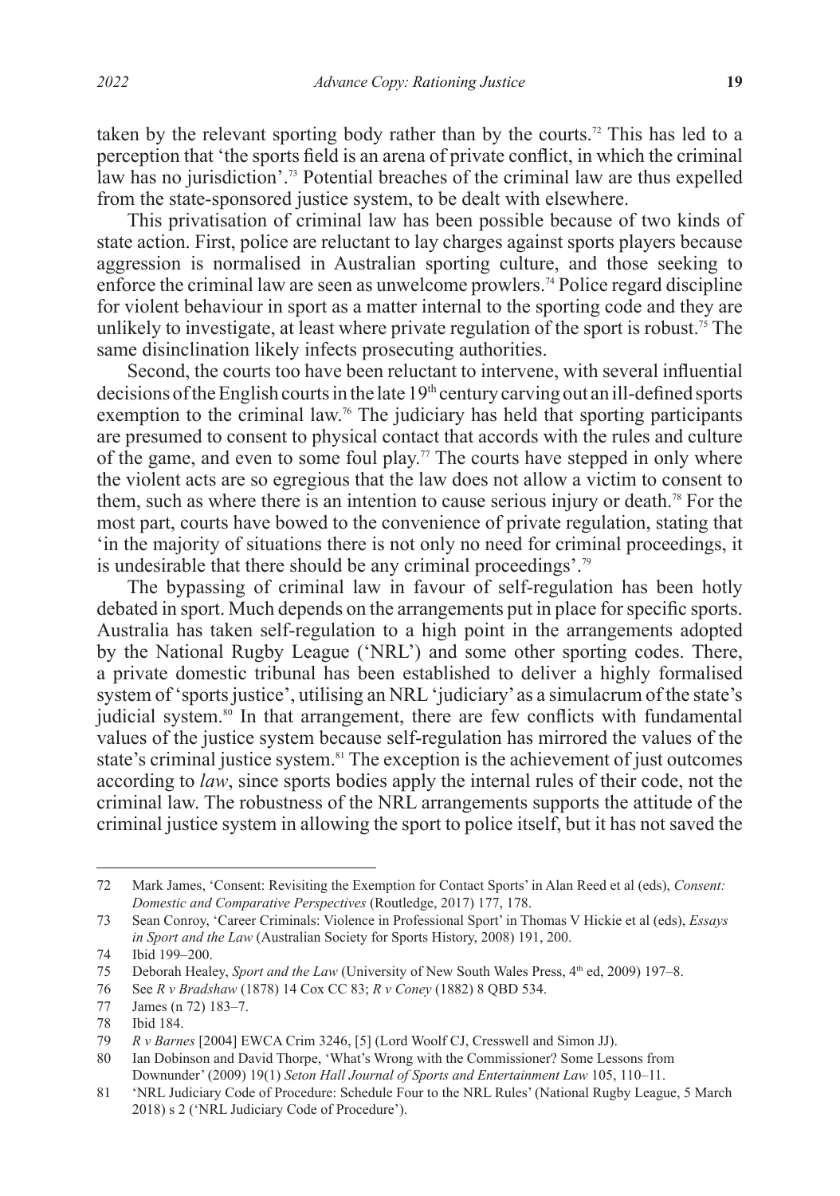taken by the relevant sporting body rather than by the courts.[72] This has led to a perception that 'the sports field is an arena of private conflict, in which the criminal law has no jurisdiction'.[73] Potential breaches of the criminal law are thus expelled from the state-sponsored justice system, to be dealt with elsewhere.

This privatisation of criminal law has been possible because of two kinds of state action. First, police are reluctant to lay charges against sports players because aggression is normalised in Australian sporting culture, and those seeking to enforce the criminal law are seen as unwelcome prowlers.[74] Police regard discipline for violent behaviour in sport as a matter internal to the sporting code and they are unlikely to investigate, at least where private regulation of the sport is robust.[75] The same disinclination likely infects prosecuting authorities.

Second, the courts too have been reluctant to intervene, with several influential decisions of the English courts in the late 19th century carving out an ill-defined sports exemption to the criminal law.[76] The judiciary has held that sporting participants are presumed to consent to physical contact that accords with the rules and culture of the game, and even to some foul play.[77] The courts have stepped in only where the violent acts are so egregious that the law does not allow a victim to consent to them, such as where there is an intention to cause serious injury or death.[78] For the most part, courts have bowed to the convenience of private regulation, stating that 'in the majority of situations there is not only no need for criminal proceedings, it is undesirable that there should be any criminal proceedings'.[79]

The bypassing of criminal law in favour of self-regulation has been hotly debated in sport. Much depends on the arrangements put in place for specific sports. Australia has taken self-regulation to a high point in the arrangements adopted by the National Rugby League ('NRL') and some other sporting codes. There, a private domestic tribunal has been established to deliver a highly formalised system of 'sports justice', utilising an NRL 'judiciary' as a simulacrum of the state's judicial system.[80] In that arrangement, there are few conflicts with fundamental values of the justice system because self-regulation has mirrored the values of the state's criminal justice system.[81] The exception is the achievement of just outcomes according to *law*, since sports bodies apply the internal rules of their code, not the criminal law. The robustness of the NRL arrangements supports the attitude of the criminal justice system in allowing the sport to police itself, but it has not saved the

---

72 Mark James, 'Consent: Revisiting the Exemption for Contact Sports' in Alan Reed et al (eds), *Consent: Domestic and Comparative Perspectives* (Routledge, 2017) 177, 178.

73 Sean Conroy, 'Career Criminals: Violence in Professional Sport' in Thomas V Hickie et al (eds), *Essays in Sport and the Law* (Australian Society for Sports History, 2008) 191, 200.

74 Ibid 199–200.

75 Deborah Healey, *Sport and the Law* (University of New South Wales Press, 4th ed, 2009) 197–8.

76 See *R v Bradshaw* (1878) 14 Cox CC 83; *R v Coney* (1882) 8 QBD 534.

77 James (n 72) 183–7.

78 Ibid 184.

79 *R v Barnes* [2004] EWCA Crim 3246, [5] (Lord Woolf CJ, Cresswell and Simon JJ).

80 Ian Dobinson and David Thorpe, 'What's Wrong with the Commissioner? Some Lessons from Downunder' (2009) 19(1) *Seton Hall Journal of Sports and Entertainment Law* 105, 110–11.

81 'NRL Judiciary Code of Procedure: Schedule Four to the NRL Rules' (National Rugby League, 5 March 2018) s 2 ('NRL Judiciary Code of Procedure').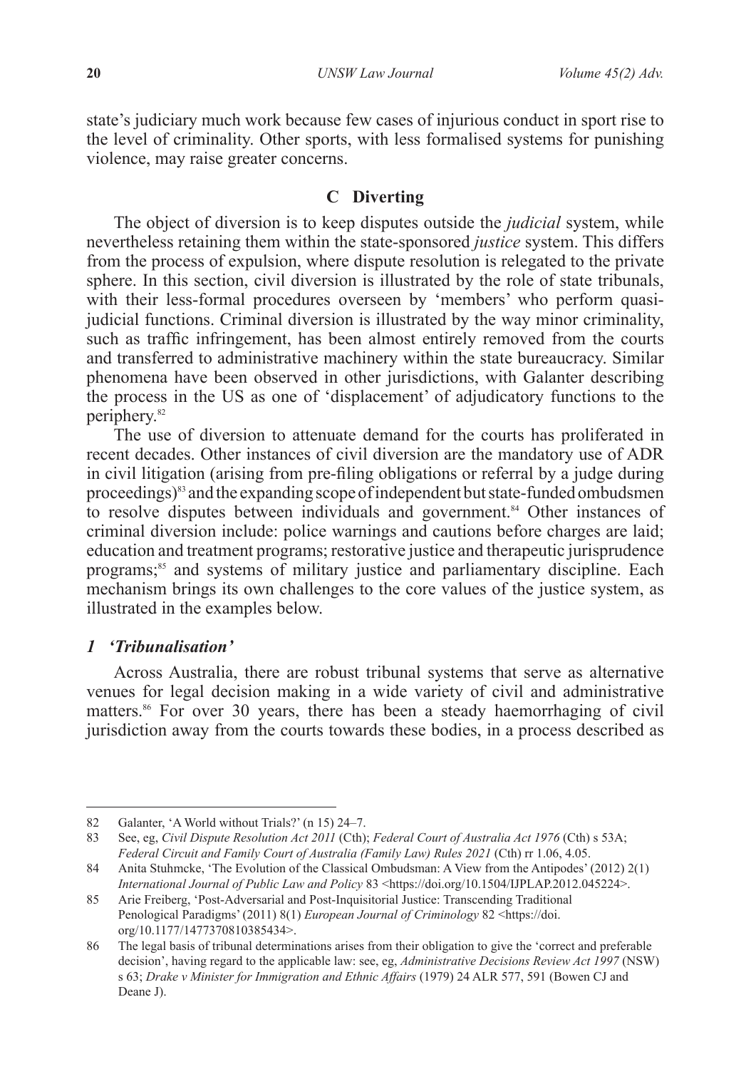state's judiciary much work because few cases of injurious conduct in sport rise to the level of criminality. Other sports, with less formalised systems for punishing violence, may raise greater concerns.

## C Diverting

The object of diversion is to keep disputes outside the *judicial* system, while nevertheless retaining them within the state-sponsored *justice* system. This differs from the process of expulsion, where dispute resolution is relegated to the private sphere. In this section, civil diversion is illustrated by the role of state tribunals, with their less-formal procedures overseen by 'members' who perform quasi-judicial functions. Criminal diversion is illustrated by the way minor criminality, such as traffic infringement, has been almost entirely removed from the courts and transferred to administrative machinery within the state bureaucracy. Similar phenomena have been observed in other jurisdictions, with Galanter describing the process in the US as one of 'displacement' of adjudicatory functions to the periphery.[82]

The use of diversion to attenuate demand for the courts has proliferated in recent decades. Other instances of civil diversion are the mandatory use of ADR in civil litigation (arising from pre-filing obligations or referral by a judge during proceedings)[83] and the expanding scope of independent but state-funded ombudsmen to resolve disputes between individuals and government.[84] Other instances of criminal diversion include: police warnings and cautions before charges are laid; education and treatment programs; restorative justice and therapeutic jurisprudence programs;[85] and systems of military justice and parliamentary discipline. Each mechanism brings its own challenges to the core values of the justice system, as illustrated in the examples below.

### *1 'Tribunalisation'*

Across Australia, there are robust tribunal systems that serve as alternative venues for legal decision making in a wide variety of civil and administrative matters.[86] For over 30 years, there has been a steady haemorrhaging of civil jurisdiction away from the courts towards these bodies, in a process described as

---

82 Galanter, 'A World without Trials?' (n 15) 24–7.

83 See, eg, *Civil Dispute Resolution Act 2011* (Cth); *Federal Court of Australia Act 1976* (Cth) s 53A; *Federal Circuit and Family Court of Australia (Family Law) Rules 2021* (Cth) rr 1.06, 4.05.

84 Anita Stuhmcke, 'The Evolution of the Classical Ombudsman: A View from the Antipodes' (2012) 2(1) *International Journal of Public Law and Policy* 83 <https://doi.org/10.1504/IJPLAP.2012.045224>.

85 Arie Freiberg, 'Post-Adversarial and Post-Inquisitorial Justice: Transcending Traditional Penological Paradigms' (2011) 8(1) *European Journal of Criminology* 82 <https://doi.org/10.1177/1477370810385434>.

86 The legal basis of tribunal determinations arises from their obligation to give the 'correct and preferable decision', having regard to the applicable law: see, eg, *Administrative Decisions Review Act 1997* (NSW) s 63; *Drake v Minister for Immigration and Ethnic Affairs* (1979) 24 ALR 577, 591 (Bowen CJ and Deane J).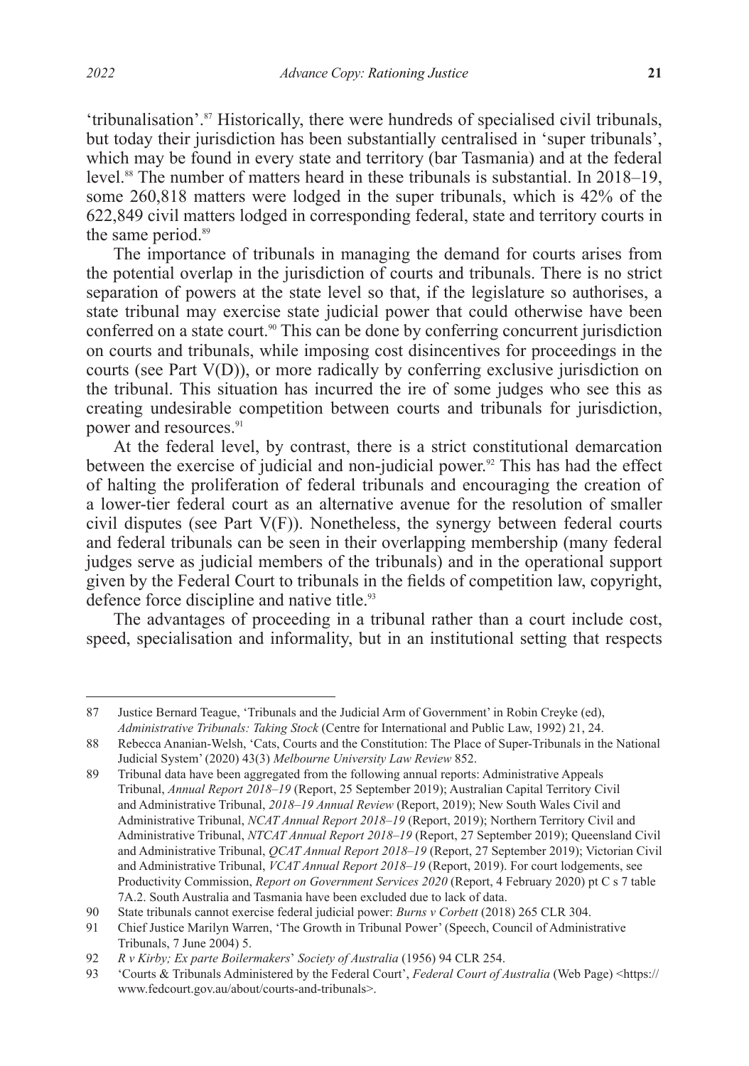'tribunalisation'.[87] Historically, there were hundreds of specialised civil tribunals, but today their jurisdiction has been substantially centralised in 'super tribunals', which may be found in every state and territory (bar Tasmania) and at the federal level.[88] The number of matters heard in these tribunals is substantial. In 2018–19, some 260,818 matters were lodged in the super tribunals, which is 42% of the 622,849 civil matters lodged in corresponding federal, state and territory courts in the same period.[89]

The importance of tribunals in managing the demand for courts arises from the potential overlap in the jurisdiction of courts and tribunals. There is no strict separation of powers at the state level so that, if the legislature so authorises, a state tribunal may exercise state judicial power that could otherwise have been conferred on a state court.[90] This can be done by conferring concurrent jurisdiction on courts and tribunals, while imposing cost disincentives for proceedings in the courts (see Part V(D)), or more radically by conferring exclusive jurisdiction on the tribunal. This situation has incurred the ire of some judges who see this as creating undesirable competition between courts and tribunals for jurisdiction, power and resources.[91]

At the federal level, by contrast, there is a strict constitutional demarcation between the exercise of judicial and non-judicial power.[92] This has had the effect of halting the proliferation of federal tribunals and encouraging the creation of a lower-tier federal court as an alternative avenue for the resolution of smaller civil disputes (see Part V(F)). Nonetheless, the synergy between federal courts and federal tribunals can be seen in their overlapping membership (many federal judges serve as judicial members of the tribunals) and in the operational support given by the Federal Court to tribunals in the fields of competition law, copyright, defence force discipline and native title.[93]

The advantages of proceeding in a tribunal rather than a court include cost, speed, specialisation and informality, but in an institutional setting that respects

---

87 Justice Bernard Teague, 'Tribunals and the Judicial Arm of Government' in Robin Creyke (ed), *Administrative Tribunals: Taking Stock* (Centre for International and Public Law, 1992) 21, 24.

88 Rebecca Ananian-Welsh, 'Cats, Courts and the Constitution: The Place of Super-Tribunals in the National Judicial System' (2020) 43(3) *Melbourne University Law Review* 852.

89 Tribunal data have been aggregated from the following annual reports: Administrative Appeals Tribunal, *Annual Report 2018–19* (Report, 25 September 2019); Australian Capital Territory Civil and Administrative Tribunal, *2018–19 Annual Review* (Report, 2019); New South Wales Civil and Administrative Tribunal, *NCAT Annual Report 2018–19* (Report, 2019); Northern Territory Civil and Administrative Tribunal, *NTCAT Annual Report 2018–19* (Report, 27 September 2019); Queensland Civil and Administrative Tribunal, *QCAT Annual Report 2018–19* (Report, 27 September 2019); Victorian Civil and Administrative Tribunal, *VCAT Annual Report 2018–19* (Report, 2019). For court lodgements, see Productivity Commission, *Report on Government Services 2020* (Report, 4 February 2020) pt C s 7 table 7A.2. South Australia and Tasmania have been excluded due to lack of data.

90 State tribunals cannot exercise federal judicial power: *Burns v Corbett* (2018) 265 CLR 304.

91 Chief Justice Marilyn Warren, 'The Growth in Tribunal Power' (Speech, Council of Administrative Tribunals, 7 June 2004) 5.

92 *R v Kirby; Ex parte Boilermakers' Society of Australia* (1956) 94 CLR 254.

93 'Courts & Tribunals Administered by the Federal Court', *Federal Court of Australia* (Web Page) <https://www.fedcourt.gov.au/about/courts-and-tribunals>.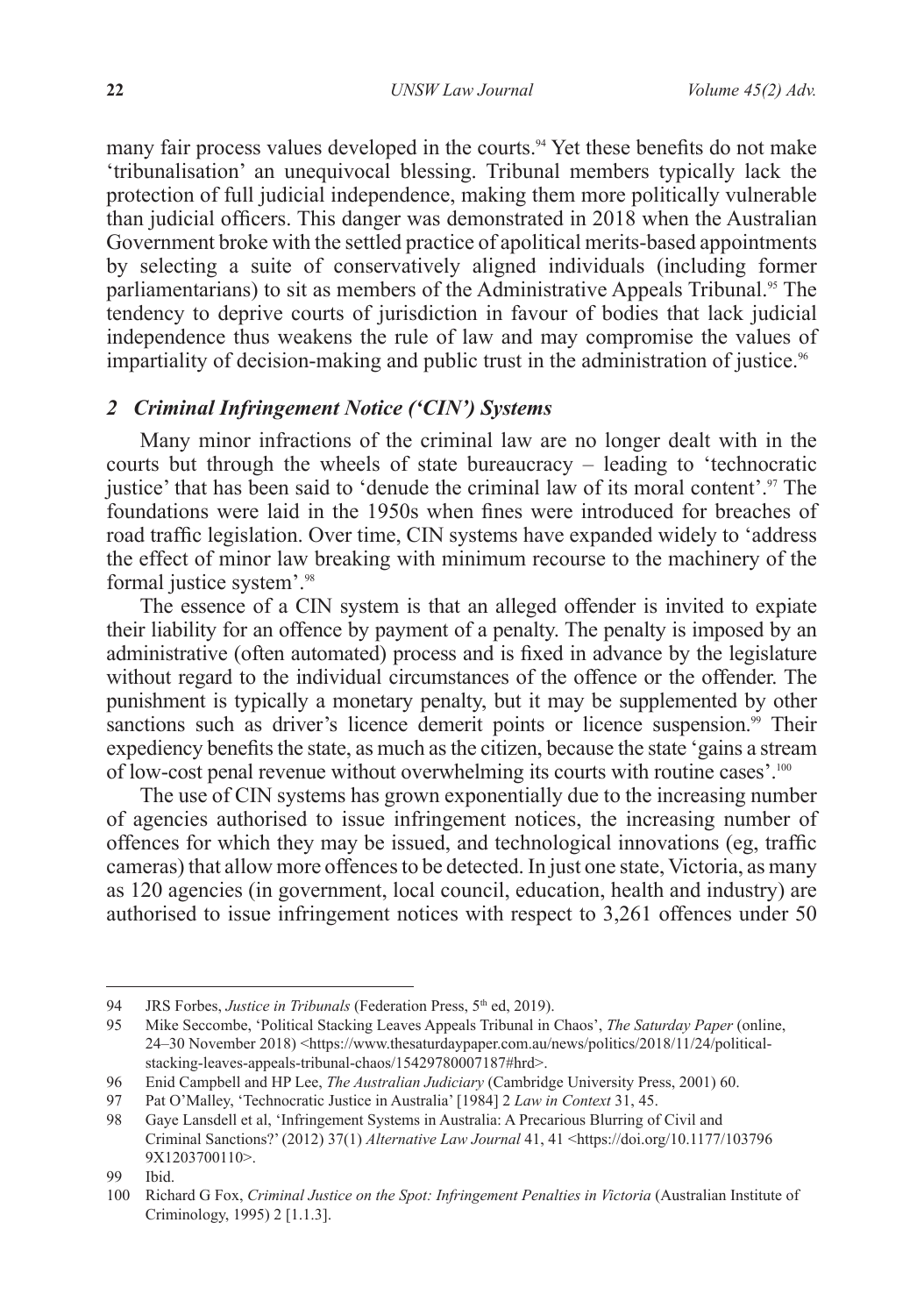many fair process values developed in the courts.[94] Yet these benefits do not make 'tribunalisation' an unequivocal blessing. Tribunal members typically lack the protection of full judicial independence, making them more politically vulnerable than judicial officers. This danger was demonstrated in 2018 when the Australian Government broke with the settled practice of apolitical merits-based appointments by selecting a suite of conservatively aligned individuals (including former parliamentarians) to sit as members of the Administrative Appeals Tribunal.[95] The tendency to deprive courts of jurisdiction in favour of bodies that lack judicial independence thus weakens the rule of law and may compromise the values of impartiality of decision-making and public trust in the administration of justice.[96]

### *2 Criminal Infringement Notice ('CIN') Systems*

Many minor infractions of the criminal law are no longer dealt with in the courts but through the wheels of state bureaucracy – leading to 'technocratic justice' that has been said to 'denude the criminal law of its moral content'.[97] The foundations were laid in the 1950s when fines were introduced for breaches of road traffic legislation. Over time, CIN systems have expanded widely to 'address the effect of minor law breaking with minimum recourse to the machinery of the formal justice system'.[98]

The essence of a CIN system is that an alleged offender is invited to expiate their liability for an offence by payment of a penalty. The penalty is imposed by an administrative (often automated) process and is fixed in advance by the legislature without regard to the individual circumstances of the offence or the offender. The punishment is typically a monetary penalty, but it may be supplemented by other sanctions such as driver's licence demerit points or licence suspension.[99] Their expediency benefits the state, as much as the citizen, because the state 'gains a stream of low-cost penal revenue without overwhelming its courts with routine cases'.[100]

The use of CIN systems has grown exponentially due to the increasing number of agencies authorised to issue infringement notices, the increasing number of offences for which they may be issued, and technological innovations (eg, traffic cameras) that allow more offences to be detected. In just one state, Victoria, as many as 120 agencies (in government, local council, education, health and industry) are authorised to issue infringement notices with respect to 3,261 offences under 50

---

94 JRS Forbes, *Justice in Tribunals* (Federation Press, 5th ed, 2019).

95 Mike Seccombe, 'Political Stacking Leaves Appeals Tribunal in Chaos', *The Saturday Paper* (online, 24–30 November 2018) <https://www.thesaturdaypaper.com.au/news/politics/2018/11/24/political-stacking-leaves-appeals-tribunal-chaos/15429780007187#hrd>.

96 Enid Campbell and HP Lee, *The Australian Judiciary* (Cambridge University Press, 2001) 60.

97 Pat O'Malley, 'Technocratic Justice in Australia' [1984] 2 *Law in Context* 31, 45.

98 Gaye Lansdell et al, 'Infringement Systems in Australia: A Precarious Blurring of Civil and Criminal Sanctions?' (2012) 37(1) *Alternative Law Journal* 41, 41 <https://doi.org/10.1177/1037969X1203700110>.

99 Ibid.

100 Richard G Fox, *Criminal Justice on the Spot: Infringement Penalties in Victoria* (Australian Institute of Criminology, 1995) 2 [1.1.3].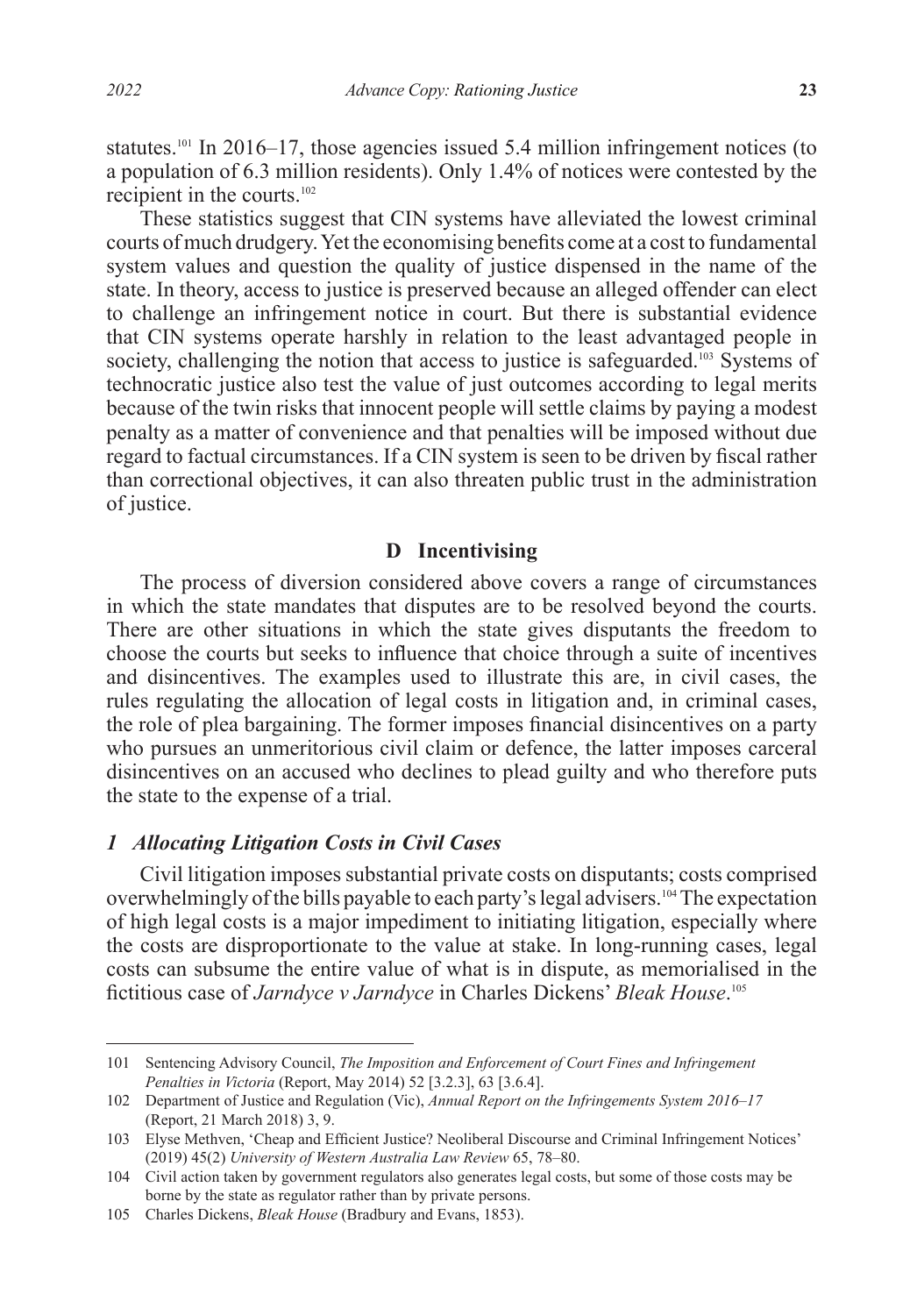statutes.[101] In 2016–17, those agencies issued 5.4 million infringement notices (to a population of 6.3 million residents). Only 1.4% of notices were contested by the recipient in the courts.[102]

These statistics suggest that CIN systems have alleviated the lowest criminal courts of much drudgery. Yet the economising benefits come at a cost to fundamental system values and question the quality of justice dispensed in the name of the state. In theory, access to justice is preserved because an alleged offender can elect to challenge an infringement notice in court. But there is substantial evidence that CIN systems operate harshly in relation to the least advantaged people in society, challenging the notion that access to justice is safeguarded.[103] Systems of technocratic justice also test the value of just outcomes according to legal merits because of the twin risks that innocent people will settle claims by paying a modest penalty as a matter of convenience and that penalties will be imposed without due regard to factual circumstances. If a CIN system is seen to be driven by fiscal rather than correctional objectives, it can also threaten public trust in the administration of justice.

## D Incentivising

The process of diversion considered above covers a range of circumstances in which the state mandates that disputes are to be resolved beyond the courts. There are other situations in which the state gives disputants the freedom to choose the courts but seeks to influence that choice through a suite of incentives and disincentives. The examples used to illustrate this are, in civil cases, the rules regulating the allocation of legal costs in litigation and, in criminal cases, the role of plea bargaining. The former imposes financial disincentives on a party who pursues an unmeritorious civil claim or defence, the latter imposes carceral disincentives on an accused who declines to plead guilty and who therefore puts the state to the expense of a trial.

### *1 Allocating Litigation Costs in Civil Cases*

Civil litigation imposes substantial private costs on disputants; costs comprised overwhelmingly of the bills payable to each party's legal advisers.[104] The expectation of high legal costs is a major impediment to initiating litigation, especially where the costs are disproportionate to the value at stake. In long-running cases, legal costs can subsume the entire value of what is in dispute, as memorialised in the fictitious case of *Jarndyce v Jarndyce* in Charles Dickens' *Bleak House*.[105]

---

101 Sentencing Advisory Council, *The Imposition and Enforcement of Court Fines and Infringement Penalties in Victoria* (Report, May 2014) 52 [3.2.3], 63 [3.6.4].

102 Department of Justice and Regulation (Vic), *Annual Report on the Infringements System 2016–17* (Report, 21 March 2018) 3, 9.

103 Elyse Methven, 'Cheap and Efficient Justice? Neoliberal Discourse and Criminal Infringement Notices' (2019) 45(2) *University of Western Australia Law Review* 65, 78–80.

104 Civil action taken by government regulators also generates legal costs, but some of those costs may be borne by the state as regulator rather than by private persons.

105 Charles Dickens, *Bleak House* (Bradbury and Evans, 1853).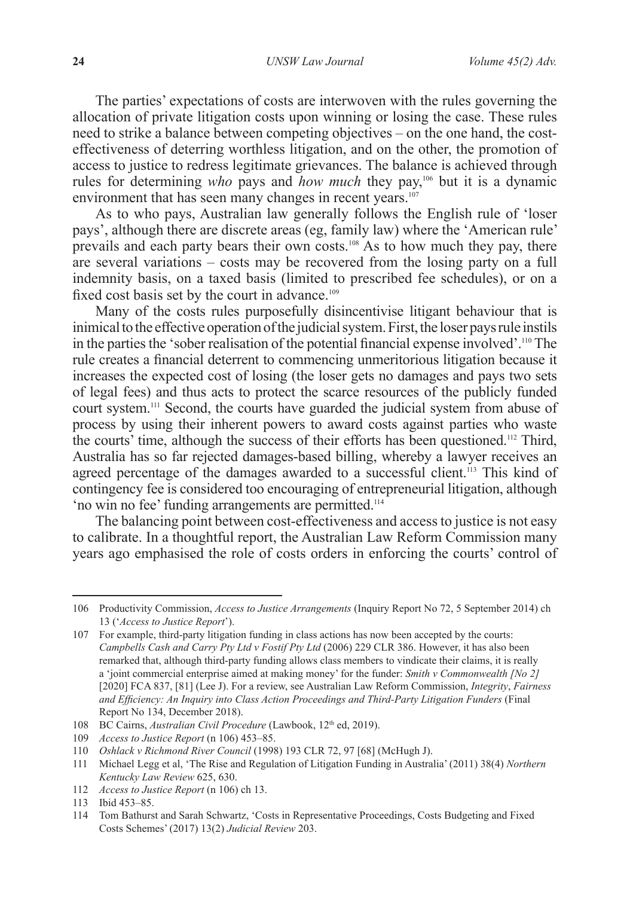The parties' expectations of costs are interwoven with the rules governing the allocation of private litigation costs upon winning or losing the case. These rules need to strike a balance between competing objectives – on the one hand, the cost-effectiveness of deterring worthless litigation, and on the other, the promotion of access to justice to redress legitimate grievances. The balance is achieved through rules for determining *who* pays and *how much* they pay,[106] but it is a dynamic environment that has seen many changes in recent years.[107]

As to who pays, Australian law generally follows the English rule of 'loser pays', although there are discrete areas (eg, family law) where the 'American rule' prevails and each party bears their own costs.[108] As to how much they pay, there are several variations – costs may be recovered from the losing party on a full indemnity basis, on a taxed basis (limited to prescribed fee schedules), or on a fixed cost basis set by the court in advance.[109]

Many of the costs rules purposefully disincentivise litigant behaviour that is inimical to the effective operation of the judicial system. First, the loser pays rule instils in the parties the 'sober realisation of the potential financial expense involved'.[110] The rule creates a financial deterrent to commencing unmeritorious litigation because it increases the expected cost of losing (the loser gets no damages and pays two sets of legal fees) and thus acts to protect the scarce resources of the publicly funded court system.[111] Second, the courts have guarded the judicial system from abuse of process by using their inherent powers to award costs against parties who waste the courts' time, although the success of their efforts has been questioned.[112] Third, Australia has so far rejected damages-based billing, whereby a lawyer receives an agreed percentage of the damages awarded to a successful client.[113] This kind of contingency fee is considered too encouraging of entrepreneurial litigation, although 'no win no fee' funding arrangements are permitted.[114]

The balancing point between cost-effectiveness and access to justice is not easy to calibrate. In a thoughtful report, the Australian Law Reform Commission many years ago emphasised the role of costs orders in enforcing the courts' control of

---

106 Productivity Commission, *Access to Justice Arrangements* (Inquiry Report No 72, 5 September 2014) ch 13 ('*Access to Justice Report*').

107 For example, third-party litigation funding in class actions has now been accepted by the courts: *Campbells Cash and Carry Pty Ltd v Fostif Pty Ltd* (2006) 229 CLR 386. However, it has also been remarked that, although third-party funding allows class members to vindicate their claims, it is really a 'joint commercial enterprise aimed at making money' for the funder: *Smith v Commonwealth [No 2]* [2020] FCA 837, [81] (Lee J). For a review, see Australian Law Reform Commission, *Integrity*, *Fairness and Efficiency: An Inquiry into Class Action Proceedings and Third-Party Litigation Funders* (Final Report No 134, December 2018).

108 BC Cairns, *Australian Civil Procedure* (Lawbook, 12th ed, 2019).

109 *Access to Justice Report* (n 106) 453–85.

110 *Oshlack v Richmond River Council* (1998) 193 CLR 72, 97 [68] (McHugh J).

111 Michael Legg et al, 'The Rise and Regulation of Litigation Funding in Australia' (2011) 38(4) *Northern Kentucky Law Review* 625, 630.

112 *Access to Justice Report* (n 106) ch 13.

113 Ibid 453–85.

114 Tom Bathurst and Sarah Schwartz, 'Costs in Representative Proceedings, Costs Budgeting and Fixed Costs Schemes' (2017) 13(2) *Judicial Review* 203.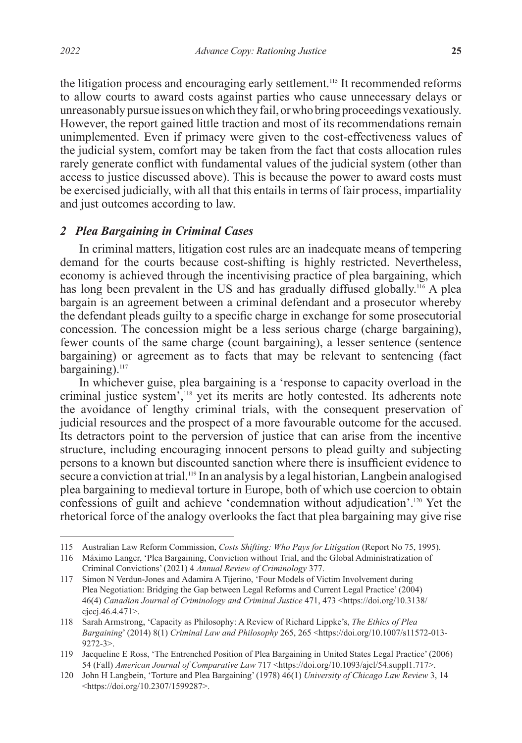the litigation process and encouraging early settlement.[115] It recommended reforms to allow courts to award costs against parties who cause unnecessary delays or unreasonably pursue issues on which they fail, or who bring proceedings vexatiously. However, the report gained little traction and most of its recommendations remain unimplemented. Even if primacy were given to the cost-effectiveness values of the judicial system, comfort may be taken from the fact that costs allocation rules rarely generate conflict with fundamental values of the judicial system (other than access to justice discussed above). This is because the power to award costs must be exercised judicially, with all that this entails in terms of fair process, impartiality and just outcomes according to law.

### *2 Plea Bargaining in Criminal Cases*

In criminal matters, litigation cost rules are an inadequate means of tempering demand for the courts because cost-shifting is highly restricted. Nevertheless, economy is achieved through the incentivising practice of plea bargaining, which has long been prevalent in the US and has gradually diffused globally.[116] A plea bargain is an agreement between a criminal defendant and a prosecutor whereby the defendant pleads guilty to a specific charge in exchange for some prosecutorial concession. The concession might be a less serious charge (charge bargaining), fewer counts of the same charge (count bargaining), a lesser sentence (sentence bargaining) or agreement as to facts that may be relevant to sentencing (fact bargaining).[117]

In whichever guise, plea bargaining is a 'response to capacity overload in the criminal justice system',[118] yet its merits are hotly contested. Its adherents note the avoidance of lengthy criminal trials, with the consequent preservation of judicial resources and the prospect of a more favourable outcome for the accused. Its detractors point to the perversion of justice that can arise from the incentive structure, including encouraging innocent persons to plead guilty and subjecting persons to a known but discounted sanction where there is insufficient evidence to secure a conviction at trial.[119] In an analysis by a legal historian, Langbein analogised plea bargaining to medieval torture in Europe, both of which use coercion to obtain confessions of guilt and achieve 'condemnation without adjudication'.[120] Yet the rhetorical force of the analogy overlooks the fact that plea bargaining may give rise

---

115 Australian Law Reform Commission, *Costs Shifting: Who Pays for Litigation* (Report No 75, 1995).

116 Máximo Langer, 'Plea Bargaining, Conviction without Trial, and the Global Administratization of Criminal Convictions' (2021) 4 *Annual Review of Criminology* 377.

117 Simon N Verdun-Jones and Adamira A Tijerino, 'Four Models of Victim Involvement during Plea Negotiation: Bridging the Gap between Legal Reforms and Current Legal Practice' (2004) 46(4) *Canadian Journal of Criminology and Criminal Justice* 471, 473 <https://doi.org/10.3138/cjccj.46.4.471>.

118 Sarah Armstrong, 'Capacity as Philosophy: A Review of Richard Lippke's, *The Ethics of Plea Bargaining*' (2014) 8(1) *Criminal Law and Philosophy* 265, 265 <https://doi.org/10.1007/s11572-013-9272-3>.

119 Jacqueline E Ross, 'The Entrenched Position of Plea Bargaining in United States Legal Practice' (2006) 54 (Fall) *American Journal of Comparative Law* 717 <https://doi.org/10.1093/ajcl/54.suppl1.717>.

120 John H Langbein, 'Torture and Plea Bargaining' (1978) 46(1) *University of Chicago Law Review* 3, 14 <https://doi.org/10.2307/1599287>.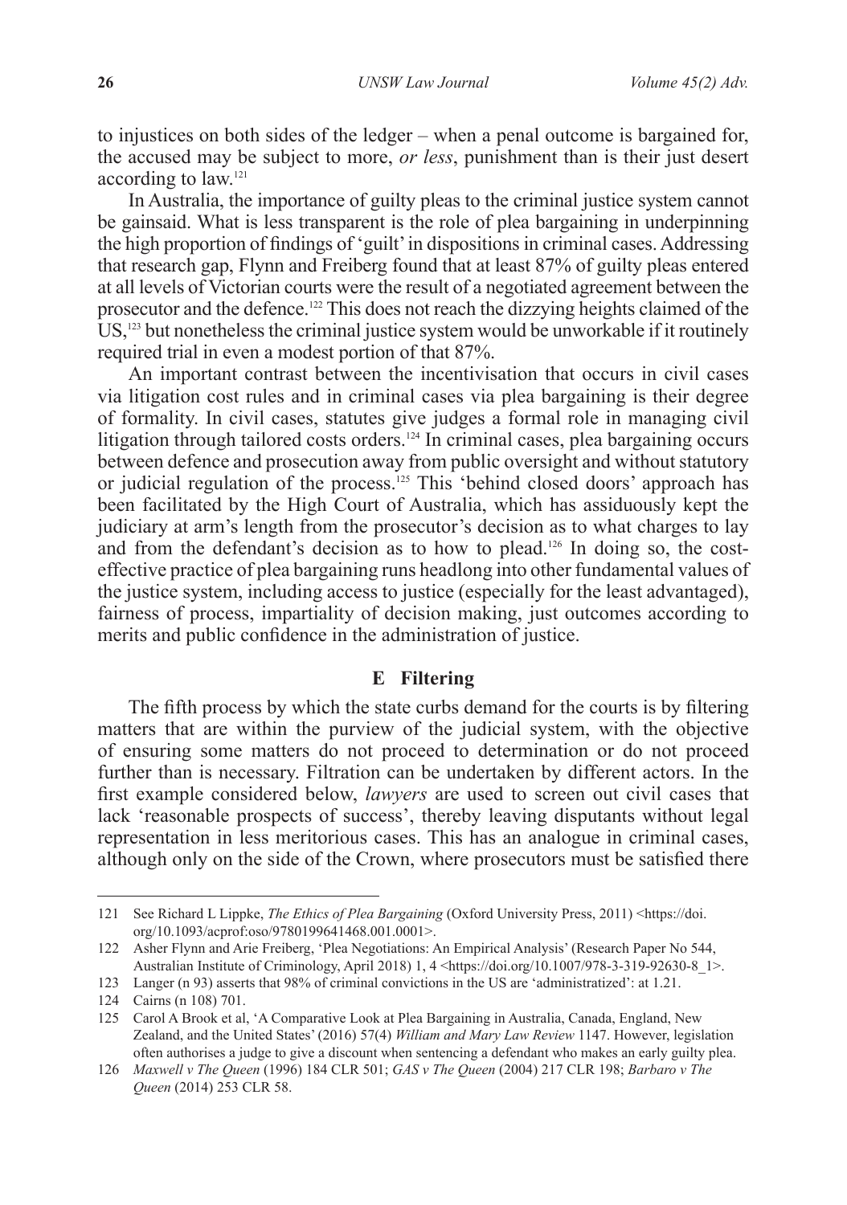to injustices on both sides of the ledger – when a penal outcome is bargained for, the accused may be subject to more, *or less*, punishment than is their just desert according to law.[121]

In Australia, the importance of guilty pleas to the criminal justice system cannot be gainsaid. What is less transparent is the role of plea bargaining in underpinning the high proportion of findings of 'guilt' in dispositions in criminal cases. Addressing that research gap, Flynn and Freiberg found that at least 87% of guilty pleas entered at all levels of Victorian courts were the result of a negotiated agreement between the prosecutor and the defence.[122] This does not reach the dizzying heights claimed of the US,[123] but nonetheless the criminal justice system would be unworkable if it routinely required trial in even a modest portion of that 87%.

An important contrast between the incentivisation that occurs in civil cases via litigation cost rules and in criminal cases via plea bargaining is their degree of formality. In civil cases, statutes give judges a formal role in managing civil litigation through tailored costs orders.[124] In criminal cases, plea bargaining occurs between defence and prosecution away from public oversight and without statutory or judicial regulation of the process.[125] This 'behind closed doors' approach has been facilitated by the High Court of Australia, which has assiduously kept the judiciary at arm's length from the prosecutor's decision as to what charges to lay and from the defendant's decision as to how to plead.[126] In doing so, the cost-effective practice of plea bargaining runs headlong into other fundamental values of the justice system, including access to justice (especially for the least advantaged), fairness of process, impartiality of decision making, just outcomes according to merits and public confidence in the administration of justice.

### E Filtering

The fifth process by which the state curbs demand for the courts is by filtering matters that are within the purview of the judicial system, with the objective of ensuring some matters do not proceed to determination or do not proceed further than is necessary. Filtration can be undertaken by different actors. In the first example considered below, *lawyers* are used to screen out civil cases that lack 'reasonable prospects of success', thereby leaving disputants without legal representation in less meritorious cases. This has an analogue in criminal cases, although only on the side of the Crown, where prosecutors must be satisfied there

---

121 See Richard L Lippke, *The Ethics of Plea Bargaining* (Oxford University Press, 2011) <https://doi.org/10.1093/acprof:oso/9780199641468.001.0001>.

122 Asher Flynn and Arie Freiberg, 'Plea Negotiations: An Empirical Analysis' (Research Paper No 544, Australian Institute of Criminology, April 2018) 1, 4 <https://doi.org/10.1007/978-3-319-92630-8_1>.

123 Langer (n 93) asserts that 98% of criminal convictions in the US are 'administratized': at 1.21.

124 Cairns (n 108) 701.

125 Carol A Brook et al, 'A Comparative Look at Plea Bargaining in Australia, Canada, England, New Zealand, and the United States' (2016) 57(4) *William and Mary Law Review* 1147. However, legislation often authorises a judge to give a discount when sentencing a defendant who makes an early guilty plea.

126 *Maxwell v The Queen* (1996) 184 CLR 501; *GAS v The Queen* (2004) 217 CLR 198; *Barbaro v The Queen* (2014) 253 CLR 58.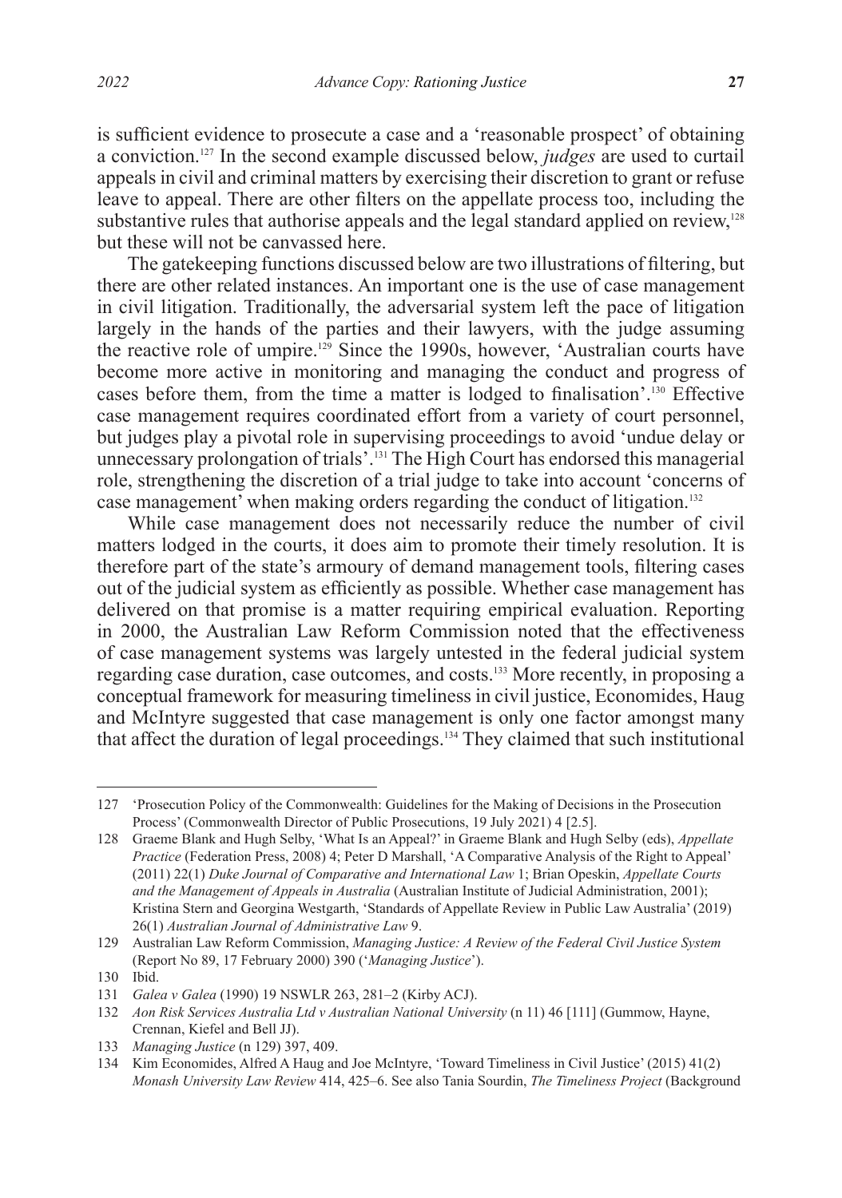is sufficient evidence to prosecute a case and a 'reasonable prospect' of obtaining a conviction.[127] In the second example discussed below, *judges* are used to curtail appeals in civil and criminal matters by exercising their discretion to grant or refuse leave to appeal. There are other filters on the appellate process too, including the substantive rules that authorise appeals and the legal standard applied on review,[128] but these will not be canvassed here.

The gatekeeping functions discussed below are two illustrations of filtering, but there are other related instances. An important one is the use of case management in civil litigation. Traditionally, the adversarial system left the pace of litigation largely in the hands of the parties and their lawyers, with the judge assuming the reactive role of umpire.[129] Since the 1990s, however, 'Australian courts have become more active in monitoring and managing the conduct and progress of cases before them, from the time a matter is lodged to finalisation'.[130] Effective case management requires coordinated effort from a variety of court personnel, but judges play a pivotal role in supervising proceedings to avoid 'undue delay or unnecessary prolongation of trials'.[131] The High Court has endorsed this managerial role, strengthening the discretion of a trial judge to take into account 'concerns of case management' when making orders regarding the conduct of litigation.[132]

While case management does not necessarily reduce the number of civil matters lodged in the courts, it does aim to promote their timely resolution. It is therefore part of the state's armoury of demand management tools, filtering cases out of the judicial system as efficiently as possible. Whether case management has delivered on that promise is a matter requiring empirical evaluation. Reporting in 2000, the Australian Law Reform Commission noted that the effectiveness of case management systems was largely untested in the federal judicial system regarding case duration, case outcomes, and costs.[133] More recently, in proposing a conceptual framework for measuring timeliness in civil justice, Economides, Haug and McIntyre suggested that case management is only one factor amongst many that affect the duration of legal proceedings.[134] They claimed that such institutional

---

127 'Prosecution Policy of the Commonwealth: Guidelines for the Making of Decisions in the Prosecution Process' (Commonwealth Director of Public Prosecutions, 19 July 2021) 4 [2.5].

128 Graeme Blank and Hugh Selby, 'What Is an Appeal?' in Graeme Blank and Hugh Selby (eds), *Appellate Practice* (Federation Press, 2008) 4; Peter D Marshall, 'A Comparative Analysis of the Right to Appeal' (2011) 22(1) *Duke Journal of Comparative and International Law* 1; Brian Opeskin, *Appellate Courts and the Management of Appeals in Australia* (Australian Institute of Judicial Administration, 2001); Kristina Stern and Georgina Westgarth, 'Standards of Appellate Review in Public Law Australia' (2019) 26(1) *Australian Journal of Administrative Law* 9.

129 Australian Law Reform Commission, *Managing Justice: A Review of the Federal Civil Justice System* (Report No 89, 17 February 2000) 390 ('*Managing Justice*').

130 Ibid.

131 *Galea v Galea* (1990) 19 NSWLR 263, 281–2 (Kirby ACJ).

132 *Aon Risk Services Australia Ltd v Australian National University* (n 11) 46 [111] (Gummow, Hayne, Crennan, Kiefel and Bell JJ).

133 *Managing Justice* (n 129) 397, 409.

134 Kim Economides, Alfred A Haug and Joe McIntyre, 'Toward Timeliness in Civil Justice' (2015) 41(2) *Monash University Law Review* 414, 425–6. See also Tania Sourdin, *The Timeliness Project* (Background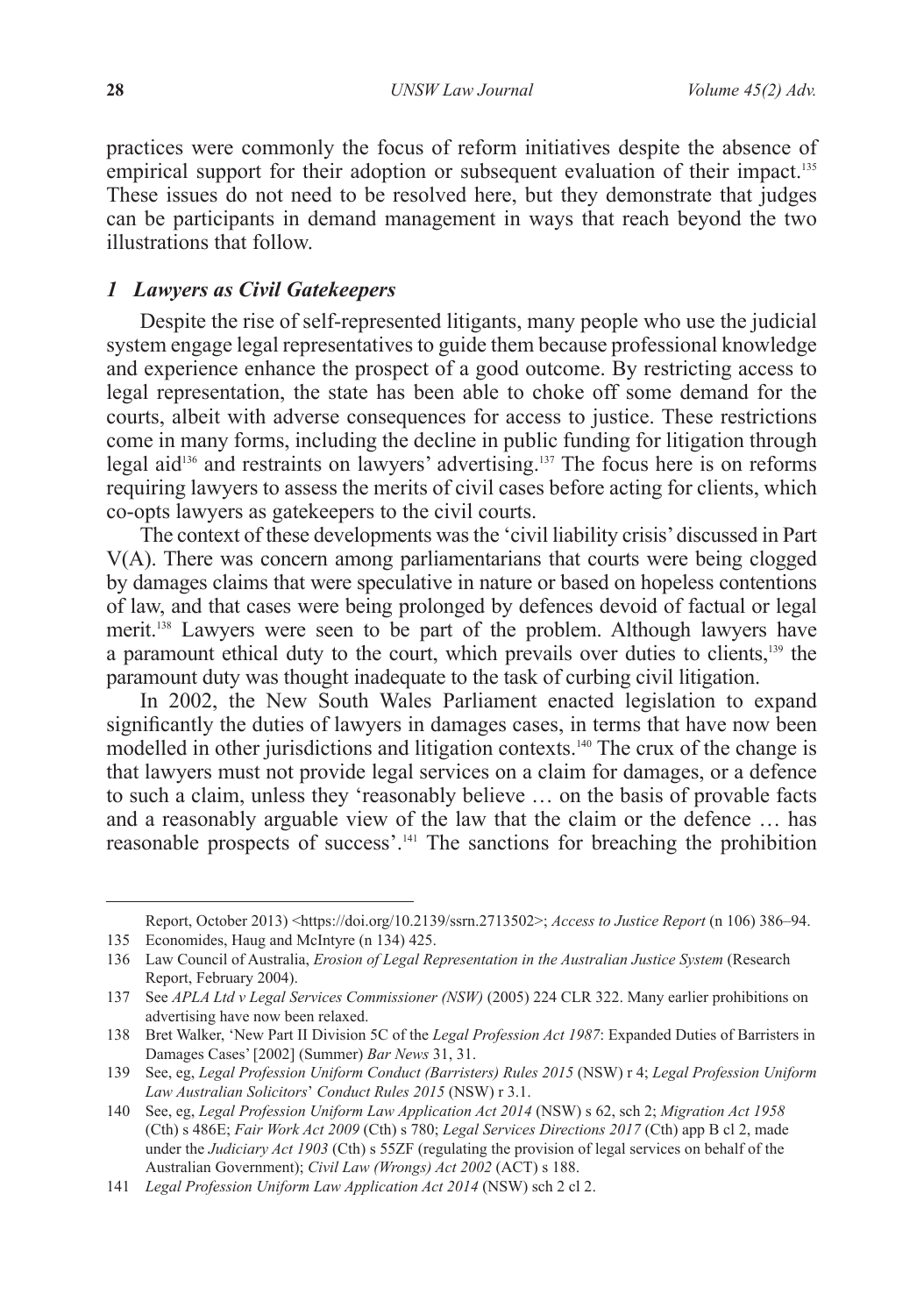practices were commonly the focus of reform initiatives despite the absence of empirical support for their adoption or subsequent evaluation of their impact.[135] These issues do not need to be resolved here, but they demonstrate that judges can be participants in demand management in ways that reach beyond the two illustrations that follow.

### *1 Lawyers as Civil Gatekeepers*

Despite the rise of self-represented litigants, many people who use the judicial system engage legal representatives to guide them because professional knowledge and experience enhance the prospect of a good outcome. By restricting access to legal representation, the state has been able to choke off some demand for the courts, albeit with adverse consequences for access to justice. These restrictions come in many forms, including the decline in public funding for litigation through legal aid[136] and restraints on lawyers' advertising.[137] The focus here is on reforms requiring lawyers to assess the merits of civil cases before acting for clients, which co-opts lawyers as gatekeepers to the civil courts.

The context of these developments was the 'civil liability crisis' discussed in Part V(A). There was concern among parliamentarians that courts were being clogged by damages claims that were speculative in nature or based on hopeless contentions of law, and that cases were being prolonged by defences devoid of factual or legal merit.[138] Lawyers were seen to be part of the problem. Although lawyers have a paramount ethical duty to the court, which prevails over duties to clients,[139] the paramount duty was thought inadequate to the task of curbing civil litigation.

In 2002, the New South Wales Parliament enacted legislation to expand significantly the duties of lawyers in damages cases, in terms that have now been modelled in other jurisdictions and litigation contexts.[140] The crux of the change is that lawyers must not provide legal services on a claim for damages, or a defence to such a claim, unless they 'reasonably believe … on the basis of provable facts and a reasonably arguable view of the law that the claim or the defence … has reasonable prospects of success'.[141] The sanctions for breaching the prohibition

---

Report, October 2013) <https://doi.org/10.2139/ssrn.2713502>; *Access to Justice Report* (n 106) 386–94.

135 Economides, Haug and McIntyre (n 134) 425.

136 Law Council of Australia, *Erosion of Legal Representation in the Australian Justice System* (Research Report, February 2004).

137 See *APLA Ltd v Legal Services Commissioner (NSW)* (2005) 224 CLR 322. Many earlier prohibitions on advertising have now been relaxed.

138 Bret Walker, 'New Part II Division 5C of the *Legal Profession Act 1987*: Expanded Duties of Barristers in Damages Cases' [2002] (Summer) *Bar News* 31, 31.

139 See, eg, *Legal Profession Uniform Conduct (Barristers) Rules 2015* (NSW) r 4; *Legal Profession Uniform Law Australian Solicitors' Conduct Rules 2015* (NSW) r 3.1.

140 See, eg, *Legal Profession Uniform Law Application Act 2014* (NSW) s 62, sch 2; *Migration Act 1958* (Cth) s 486E; *Fair Work Act 2009* (Cth) s 780; *Legal Services Directions 2017* (Cth) app B cl 2, made under the *Judiciary Act 1903* (Cth) s 55ZF (regulating the provision of legal services on behalf of the Australian Government); *Civil Law (Wrongs) Act 2002* (ACT) s 188.

141 *Legal Profession Uniform Law Application Act 2014* (NSW) sch 2 cl 2.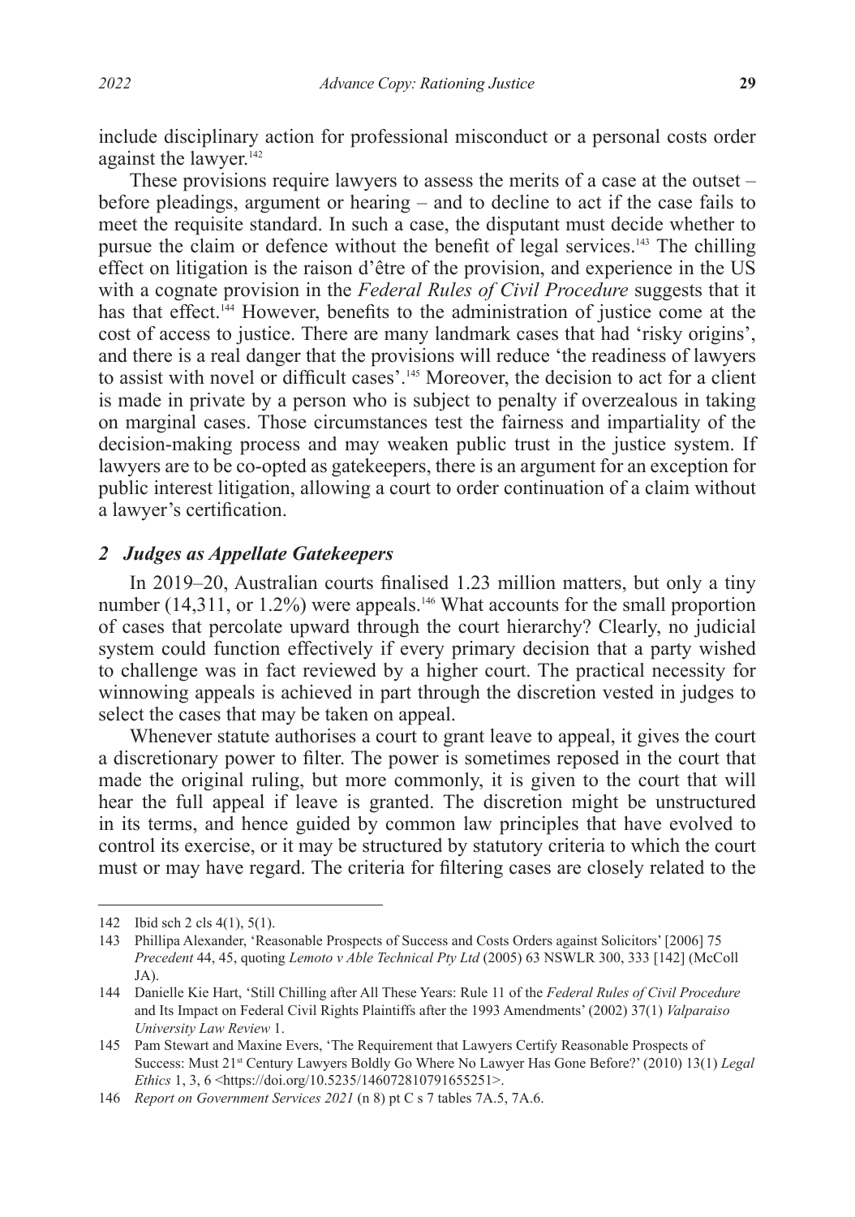include disciplinary action for professional misconduct or a personal costs order against the lawyer.[142]

These provisions require lawyers to assess the merits of a case at the outset – before pleadings, argument or hearing – and to decline to act if the case fails to meet the requisite standard. In such a case, the disputant must decide whether to pursue the claim or defence without the benefit of legal services.[143] The chilling effect on litigation is the raison d'être of the provision, and experience in the US with a cognate provision in the *Federal Rules of Civil Procedure* suggests that it has that effect.[144] However, benefits to the administration of justice come at the cost of access to justice. There are many landmark cases that had 'risky origins', and there is a real danger that the provisions will reduce 'the readiness of lawyers to assist with novel or difficult cases'.[145] Moreover, the decision to act for a client is made in private by a person who is subject to penalty if overzealous in taking on marginal cases. Those circumstances test the fairness and impartiality of the decision-making process and may weaken public trust in the justice system. If lawyers are to be co-opted as gatekeepers, there is an argument for an exception for public interest litigation, allowing a court to order continuation of a claim without a lawyer's certification.

### *2 Judges as Appellate Gatekeepers*

In 2019–20, Australian courts finalised 1.23 million matters, but only a tiny number (14,311, or 1.2%) were appeals.[146] What accounts for the small proportion of cases that percolate upward through the court hierarchy? Clearly, no judicial system could function effectively if every primary decision that a party wished to challenge was in fact reviewed by a higher court. The practical necessity for winnowing appeals is achieved in part through the discretion vested in judges to select the cases that may be taken on appeal.

Whenever statute authorises a court to grant leave to appeal, it gives the court a discretionary power to filter. The power is sometimes reposed in the court that made the original ruling, but more commonly, it is given to the court that will hear the full appeal if leave is granted. The discretion might be unstructured in its terms, and hence guided by common law principles that have evolved to control its exercise, or it may be structured by statutory criteria to which the court must or may have regard. The criteria for filtering cases are closely related to the

---

142 Ibid sch 2 cls 4(1), 5(1).

143 Phillipa Alexander, 'Reasonable Prospects of Success and Costs Orders against Solicitors' [2006] 75 *Precedent* 44, 45, quoting *Lemoto v Able Technical Pty Ltd* (2005) 63 NSWLR 300, 333 [142] (McColl JA).

144 Danielle Kie Hart, 'Still Chilling after All These Years: Rule 11 of the *Federal Rules of Civil Procedure* and Its Impact on Federal Civil Rights Plaintiffs after the 1993 Amendments' (2002) 37(1) *Valparaiso University Law Review* 1.

145 Pam Stewart and Maxine Evers, 'The Requirement that Lawyers Certify Reasonable Prospects of Success: Must 21st Century Lawyers Boldly Go Where No Lawyer Has Gone Before?' (2010) 13(1) *Legal Ethics* 1, 3, 6 <https://doi.org/10.5235/146072810791655251>.

146 *Report on Government Services 2021* (n 8) pt C s 7 tables 7A.5, 7A.6.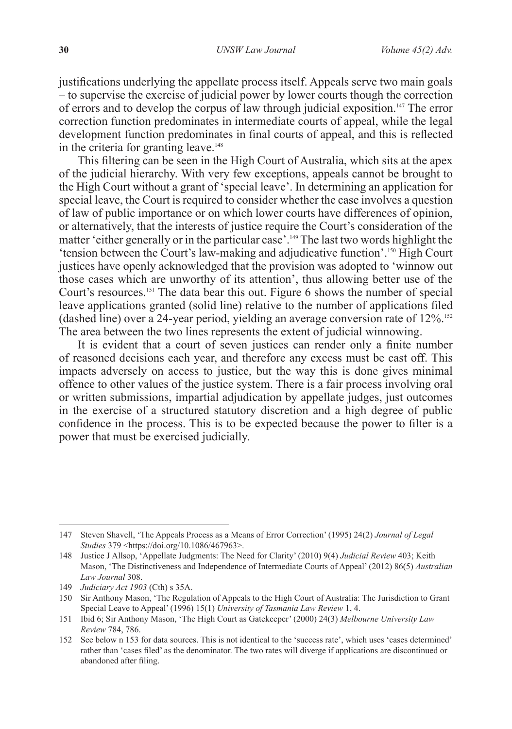justifications underlying the appellate process itself. Appeals serve two main goals – to supervise the exercise of judicial power by lower courts though the correction of errors and to develop the corpus of law through judicial exposition.[147] The error correction function predominates in intermediate courts of appeal, while the legal development function predominates in final courts of appeal, and this is reflected in the criteria for granting leave.[148]

This filtering can be seen in the High Court of Australia, which sits at the apex of the judicial hierarchy. With very few exceptions, appeals cannot be brought to the High Court without a grant of 'special leave'. In determining an application for special leave, the Court is required to consider whether the case involves a question of law of public importance or on which lower courts have differences of opinion, or alternatively, that the interests of justice require the Court's consideration of the matter 'either generally or in the particular case'.[149] The last two words highlight the 'tension between the Court's law-making and adjudicative function'.[150] High Court justices have openly acknowledged that the provision was adopted to 'winnow out those cases which are unworthy of its attention', thus allowing better use of the Court's resources.[151] The data bear this out. Figure 6 shows the number of special leave applications granted (solid line) relative to the number of applications filed (dashed line) over a 24-year period, yielding an average conversion rate of 12%.[152] The area between the two lines represents the extent of judicial winnowing.

It is evident that a court of seven justices can render only a finite number of reasoned decisions each year, and therefore any excess must be cast off. This impacts adversely on access to justice, but the way this is done gives minimal offence to other values of the justice system. There is a fair process involving oral or written submissions, impartial adjudication by appellate judges, just outcomes in the exercise of a structured statutory discretion and a high degree of public confidence in the process. This is to be expected because the power to filter is a power that must be exercised judicially.

---

147 Steven Shavell, 'The Appeals Process as a Means of Error Correction' (1995) 24(2) *Journal of Legal Studies* 379 <https://doi.org/10.1086/467963>.

148 Justice J Allsop, 'Appellate Judgments: The Need for Clarity' (2010) 9(4) *Judicial Review* 403; Keith Mason, 'The Distinctiveness and Independence of Intermediate Courts of Appeal' (2012) 86(5) *Australian Law Journal* 308.

149 *Judiciary Act 1903* (Cth) s 35A.

150 Sir Anthony Mason, 'The Regulation of Appeals to the High Court of Australia: The Jurisdiction to Grant Special Leave to Appeal' (1996) 15(1) *University of Tasmania Law Review* 1, 4.

151 Ibid 6; Sir Anthony Mason, 'The High Court as Gatekeeper' (2000) 24(3) *Melbourne University Law Review* 784, 786.

152 See below n 153 for data sources. This is not identical to the 'success rate', which uses 'cases determined' rather than 'cases filed' as the denominator. The two rates will diverge if applications are discontinued or abandoned after filing.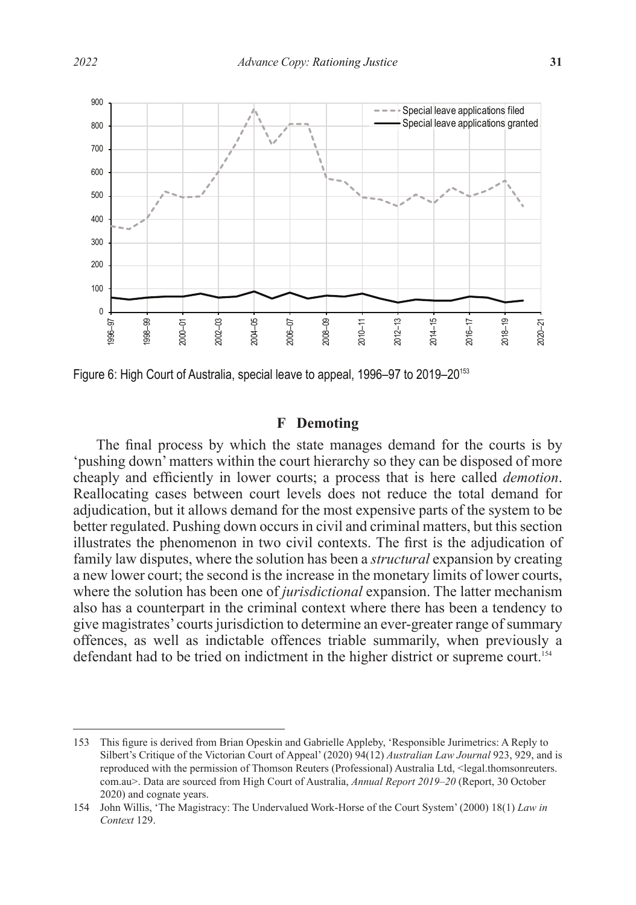Figure 6: High Court of Australia, special leave to appeal, 1996–97 to 2019–20[153]

## F Demoting

The final process by which the state manages demand for the courts is by 'pushing down' matters within the court hierarchy so they can be disposed of more cheaply and efficiently in lower courts; a process that is here called *demotion*. Reallocating cases between court levels does not reduce the total demand for adjudication, but it allows demand for the most expensive parts of the system to be better regulated. Pushing down occurs in civil and criminal matters, but this section illustrates the phenomenon in two civil contexts. The first is the adjudication of family law disputes, where the solution has been a *structural* expansion by creating a new lower court; the second is the increase in the monetary limits of lower courts, where the solution has been one of *jurisdictional* expansion. The latter mechanism also has a counterpart in the criminal context where there has been a tendency to give magistrates' courts jurisdiction to determine an ever-greater range of summary offences, as well as indictable offences triable summarily, when previously a defendant had to be tried on indictment in the higher district or supreme court.[154]

---

153 This figure is derived from Brian Opeskin and Gabrielle Appleby, 'Responsible Jurimetrics: A Reply to Silbert's Critique of the Victorian Court of Appeal' (2020) 94(12) *Australian Law Journal* 923, 929, and is reproduced with the permission of Thomson Reuters (Professional) Australia Ltd, <legal.thomsonreuters.com.au>. Data are sourced from High Court of Australia, *Annual Report 2019–20* (Report, 30 October 2020) and cognate years.

154 John Willis, 'The Magistracy: The Undervalued Work-Horse of the Court System' (2000) 18(1) *Law in Context* 129.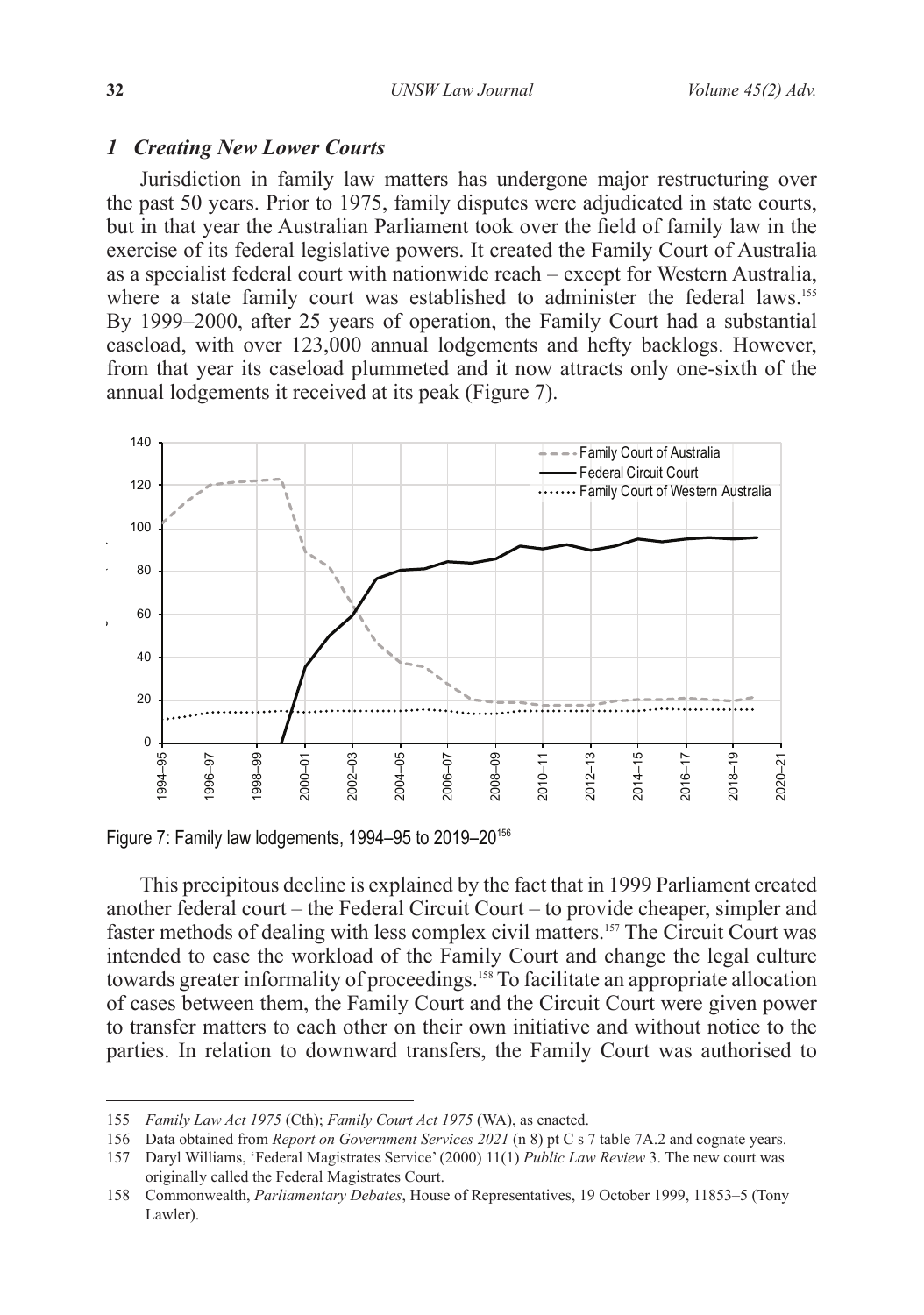### *1 Creating New Lower Courts*

Jurisdiction in family law matters has undergone major restructuring over the past 50 years. Prior to 1975, family disputes were adjudicated in state courts, but in that year the Australian Parliament took over the field of family law in the exercise of its federal legislative powers. It created the Family Court of Australia as a specialist federal court with nationwide reach – except for Western Australia, where a state family court was established to administer the federal laws.[155] By 1999–2000, after 25 years of operation, the Family Court had a substantial caseload, with over 123,000 annual lodgements and hefty backlogs. However, from that year its caseload plummeted and it now attracts only one-sixth of the annual lodgements it received at its peak (Figure 7).

Figure 7: Family law lodgements, 1994–95 to 2019–20[156]

This precipitous decline is explained by the fact that in 1999 Parliament created another federal court – the Federal Circuit Court – to provide cheaper, simpler and faster methods of dealing with less complex civil matters.[157] The Circuit Court was intended to ease the workload of the Family Court and change the legal culture towards greater informality of proceedings.[158] To facilitate an appropriate allocation of cases between them, the Family Court and the Circuit Court were given power to transfer matters to each other on their own initiative and without notice to the parties. In relation to downward transfers, the Family Court was authorised to

---

155 *Family Law Act 1975* (Cth); *Family Court Act 1975* (WA), as enacted.

156 Data obtained from *Report on Government Services 2021* (n 8) pt C s 7 table 7A.2 and cognate years.

157 Daryl Williams, 'Federal Magistrates Service' (2000) 11(1) *Public Law Review* 3. The new court was originally called the Federal Magistrates Court.

158 Commonwealth, *Parliamentary Debates*, House of Representatives, 19 October 1999, 11853–5 (Tony Lawler).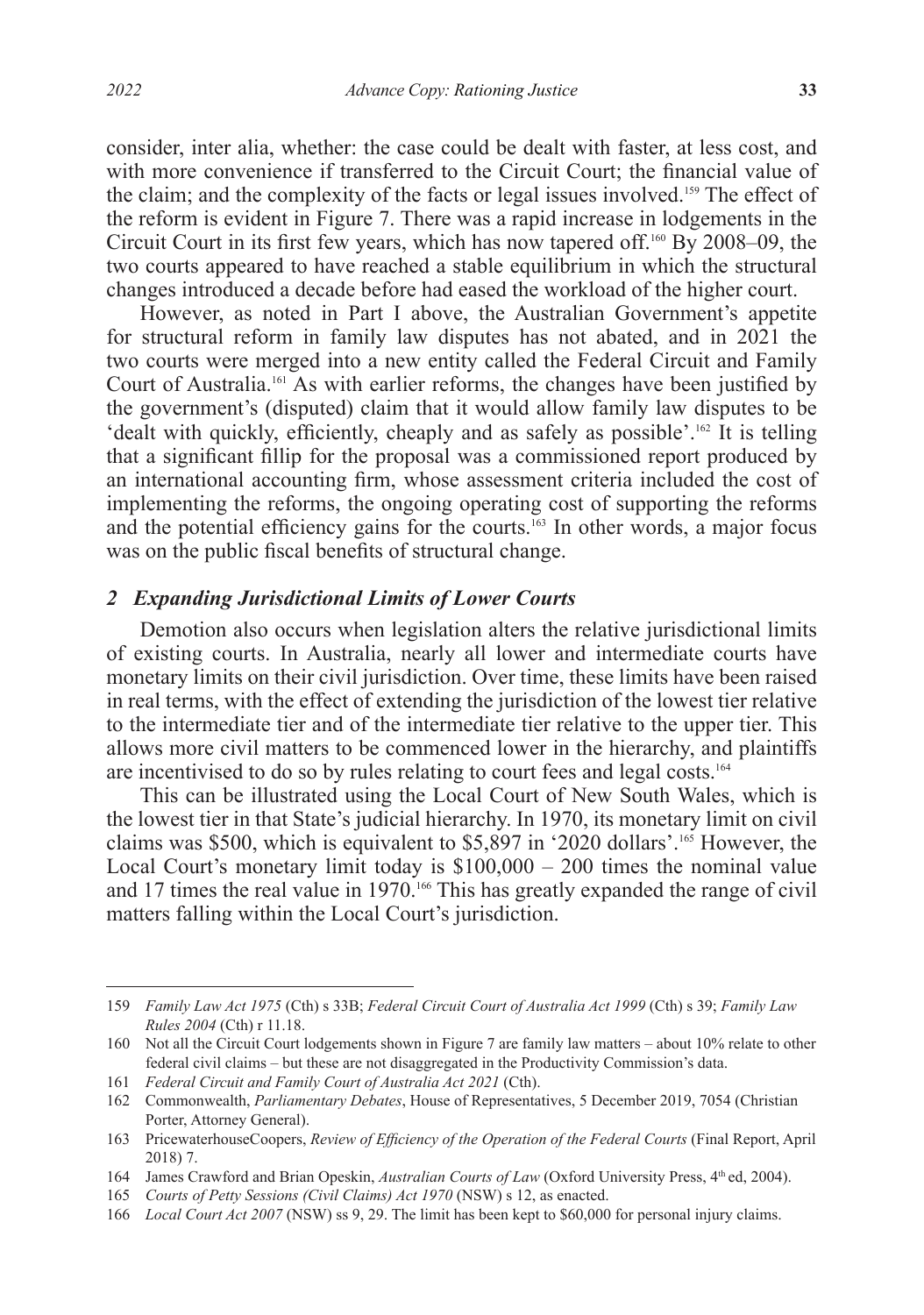consider, inter alia, whether: the case could be dealt with faster, at less cost, and with more convenience if transferred to the Circuit Court; the financial value of the claim; and the complexity of the facts or legal issues involved.[159] The effect of the reform is evident in Figure 7. There was a rapid increase in lodgements in the Circuit Court in its first few years, which has now tapered off.[160] By 2008–09, the two courts appeared to have reached a stable equilibrium in which the structural changes introduced a decade before had eased the workload of the higher court.

However, as noted in Part I above, the Australian Government's appetite for structural reform in family law disputes has not abated, and in 2021 the two courts were merged into a new entity called the Federal Circuit and Family Court of Australia.[161] As with earlier reforms, the changes have been justified by the government's (disputed) claim that it would allow family law disputes to be 'dealt with quickly, efficiently, cheaply and as safely as possible'.[162] It is telling that a significant fillip for the proposal was a commissioned report produced by an international accounting firm, whose assessment criteria included the cost of implementing the reforms, the ongoing operating cost of supporting the reforms and the potential efficiency gains for the courts.[163] In other words, a major focus was on the public fiscal benefits of structural change.

### *2 Expanding Jurisdictional Limits of Lower Courts*

Demotion also occurs when legislation alters the relative jurisdictional limits of existing courts. In Australia, nearly all lower and intermediate courts have monetary limits on their civil jurisdiction. Over time, these limits have been raised in real terms, with the effect of extending the jurisdiction of the lowest tier relative to the intermediate tier and of the intermediate tier relative to the upper tier. This allows more civil matters to be commenced lower in the hierarchy, and plaintiffs are incentivised to do so by rules relating to court fees and legal costs.[164]

This can be illustrated using the Local Court of New South Wales, which is the lowest tier in that State's judicial hierarchy. In 1970, its monetary limit on civil claims was \$500, which is equivalent to \$5,897 in '2020 dollars'.[165] However, the Local Court's monetary limit today is \$100,000 – 200 times the nominal value and 17 times the real value in 1970.[166] This has greatly expanded the range of civil matters falling within the Local Court's jurisdiction.

---

159 *Family Law Act 1975* (Cth) s 33B; *Federal Circuit Court of Australia Act 1999* (Cth) s 39; *Family Law Rules 2004* (Cth) r 11.18.

160 Not all the Circuit Court lodgements shown in Figure 7 are family law matters – about 10% relate to other federal civil claims – but these are not disaggregated in the Productivity Commission's data.

161 *Federal Circuit and Family Court of Australia Act 2021* (Cth).

162 Commonwealth, *Parliamentary Debates*, House of Representatives, 5 December 2019, 7054 (Christian Porter, Attorney General).

163 PricewaterhouseCoopers, *Review of Efficiency of the Operation of the Federal Courts* (Final Report, April 2018) 7.

164 James Crawford and Brian Opeskin, *Australian Courts of Law* (Oxford University Press, 4th ed, 2004).

165 *Courts of Petty Sessions (Civil Claims) Act 1970* (NSW) s 12, as enacted.

166 *Local Court Act 2007* (NSW) ss 9, 29. The limit has been kept to \$60,000 for personal injury claims.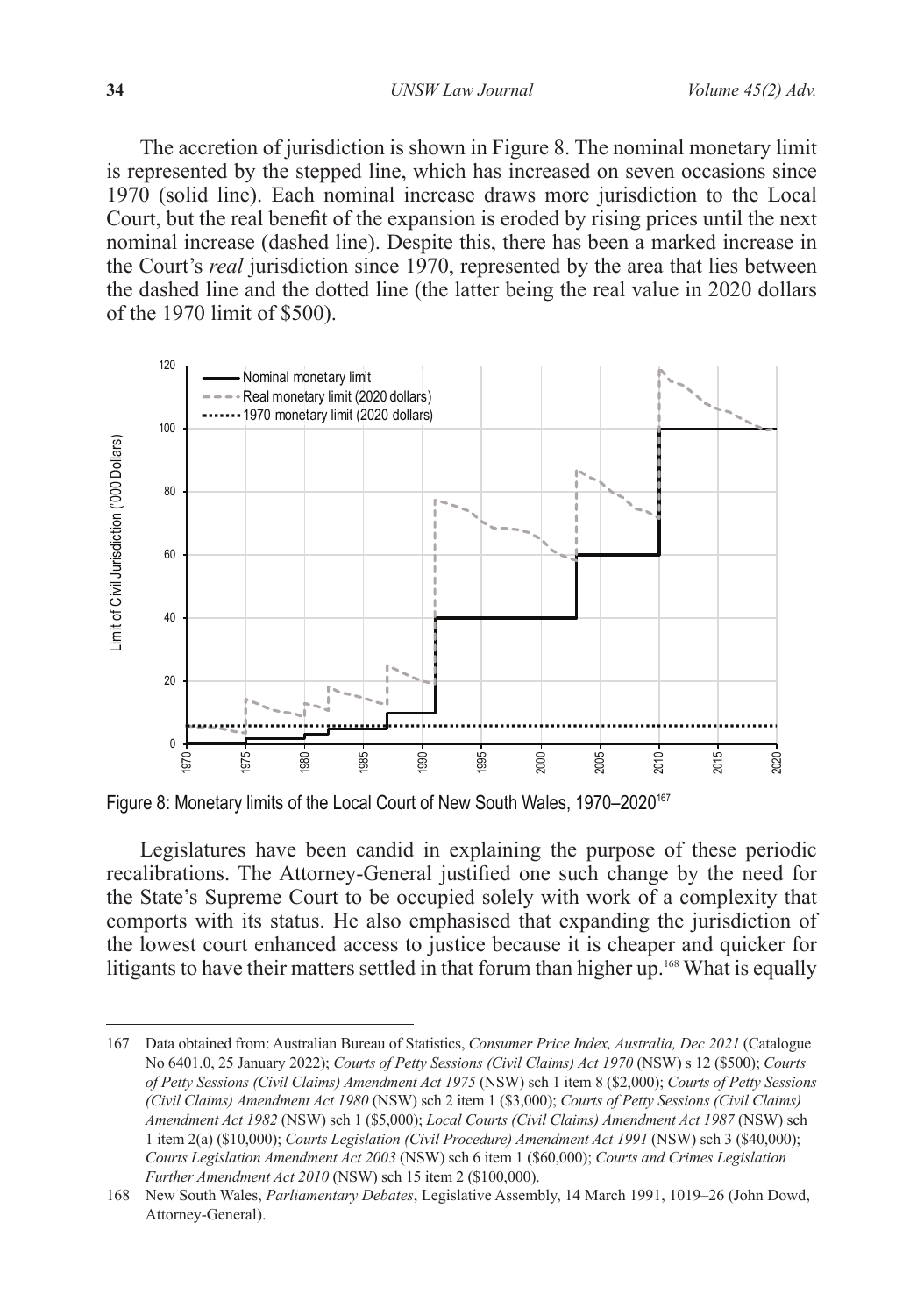The accretion of jurisdiction is shown in Figure 8. The nominal monetary limit is represented by the stepped line, which has increased on seven occasions since 1970 (solid line). Each nominal increase draws more jurisdiction to the Local Court, but the real benefit of the expansion is eroded by rising prices until the next nominal increase (dashed line). Despite this, there has been a marked increase in the Court's *real* jurisdiction since 1970, represented by the area that lies between the dashed line and the dotted line (the latter being the real value in 2020 dollars of the 1970 limit of $500).

Figure 8: Monetary limits of the Local Court of New South Wales, 1970–2020[167]

Legislatures have been candid in explaining the purpose of these periodic recalibrations. The Attorney-General justified one such change by the need for the State's Supreme Court to be occupied solely with work of a complexity that comports with its status. He also emphasised that expanding the jurisdiction of the lowest court enhanced access to justice because it is cheaper and quicker for litigants to have their matters settled in that forum than higher up.[168] What is equally

---

167 Data obtained from: Australian Bureau of Statistics, *Consumer Price Index, Australia, Dec 2021* (Catalogue No 6401.0, 25 January 2022); *Courts of Petty Sessions (Civil Claims) Act 1970* (NSW) s 12 ($500); *Courts of Petty Sessions (Civil Claims) Amendment Act 1975* (NSW) sch 1 item 8 ($2,000); *Courts of Petty Sessions (Civil Claims) Amendment Act 1980* (NSW) sch 2 item 1 ($3,000); *Courts of Petty Sessions (Civil Claims) Amendment Act 1982* (NSW) sch 1 ($5,000); *Local Courts (Civil Claims) Amendment Act 1987* (NSW) sch 1 item 2(a) ($10,000); *Courts Legislation (Civil Procedure) Amendment Act 1991* (NSW) sch 3 ($40,000); *Courts Legislation Amendment Act 2003* (NSW) sch 6 item 1 ($60,000); *Courts and Crimes Legislation Further Amendment Act 2010* (NSW) sch 15 item 2 ($100,000).

168 New South Wales, *Parliamentary Debates*, Legislative Assembly, 14 March 1991, 1019–26 (John Dowd, Attorney-General).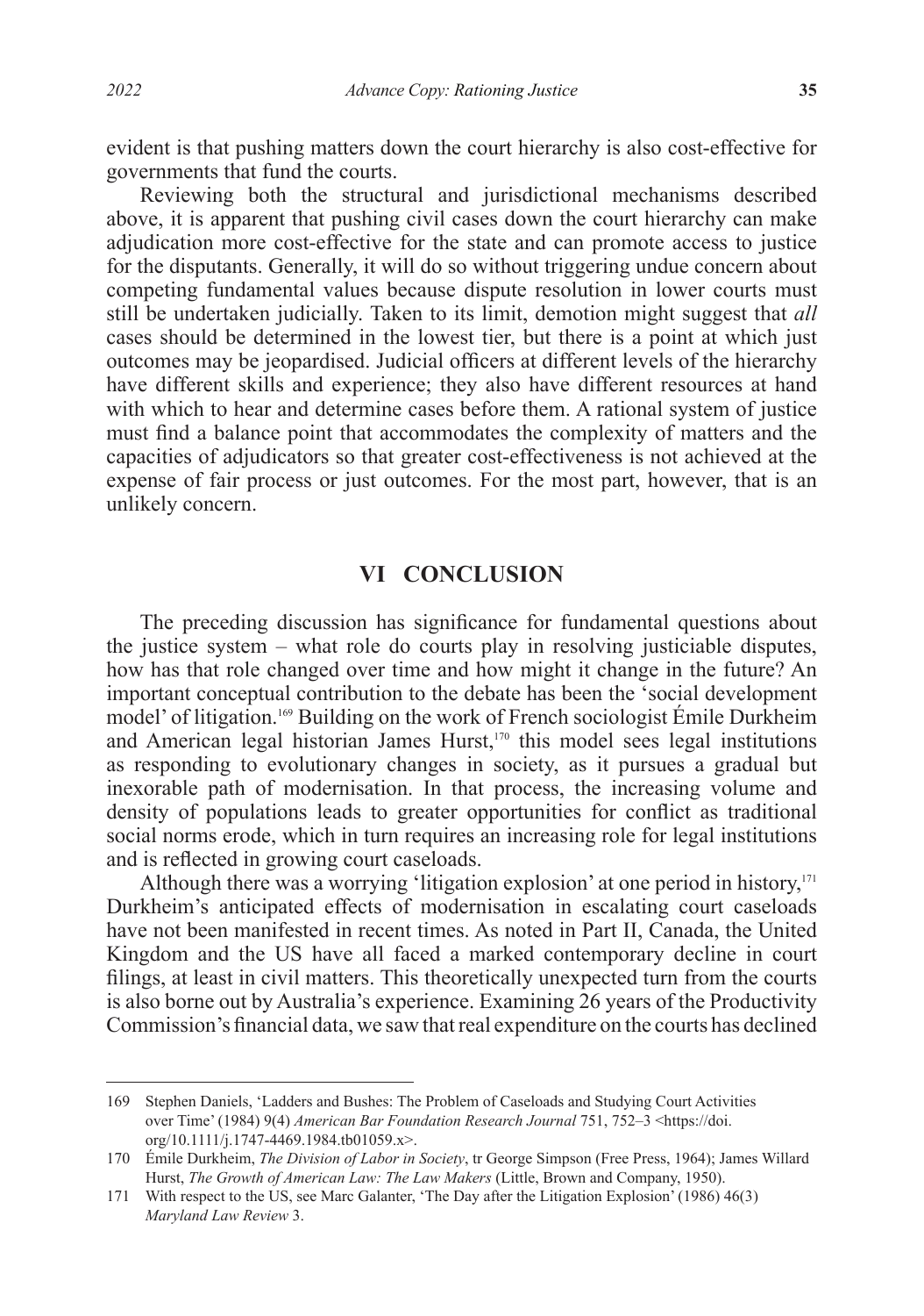evident is that pushing matters down the court hierarchy is also cost-effective for governments that fund the courts.

Reviewing both the structural and jurisdictional mechanisms described above, it is apparent that pushing civil cases down the court hierarchy can make adjudication more cost-effective for the state and can promote access to justice for the disputants. Generally, it will do so without triggering undue concern about competing fundamental values because dispute resolution in lower courts must still be undertaken judicially. Taken to its limit, demotion might suggest that *all* cases should be determined in the lowest tier, but there is a point at which just outcomes may be jeopardised. Judicial officers at different levels of the hierarchy have different skills and experience; they also have different resources at hand with which to hear and determine cases before them. A rational system of justice must find a balance point that accommodates the complexity of matters and the capacities of adjudicators so that greater cost-effectiveness is not achieved at the expense of fair process or just outcomes. For the most part, however, that is an unlikely concern.

## VI CONCLUSION

The preceding discussion has significance for fundamental questions about the justice system – what role do courts play in resolving justiciable disputes, how has that role changed over time and how might it change in the future? An important conceptual contribution to the debate has been the 'social development model' of litigation.[169] Building on the work of French sociologist Émile Durkheim and American legal historian James Hurst,[170] this model sees legal institutions as responding to evolutionary changes in society, as it pursues a gradual but inexorable path of modernisation. In that process, the increasing volume and density of populations leads to greater opportunities for conflict as traditional social norms erode, which in turn requires an increasing role for legal institutions and is reflected in growing court caseloads.

Although there was a worrying 'litigation explosion' at one period in history,[171] Durkheim's anticipated effects of modernisation in escalating court caseloads have not been manifested in recent times. As noted in Part II, Canada, the United Kingdom and the US have all faced a marked contemporary decline in court filings, at least in civil matters. This theoretically unexpected turn from the courts is also borne out by Australia's experience. Examining 26 years of the Productivity Commission's financial data, we saw that real expenditure on the courts has declined

---

169 Stephen Daniels, 'Ladders and Bushes: The Problem of Caseloads and Studying Court Activities over Time' (1984) 9(4) *American Bar Foundation Research Journal* 751, 752–3 <https://doi.org/10.1111/j.1747-4469.1984.tb01059.x>.

170 Émile Durkheim, *The Division of Labor in Society*, tr George Simpson (Free Press, 1964); James Willard Hurst, *The Growth of American Law: The Law Makers* (Little, Brown and Company, 1950).

171 With respect to the US, see Marc Galanter, 'The Day after the Litigation Explosion' (1986) 46(3) *Maryland Law Review* 3.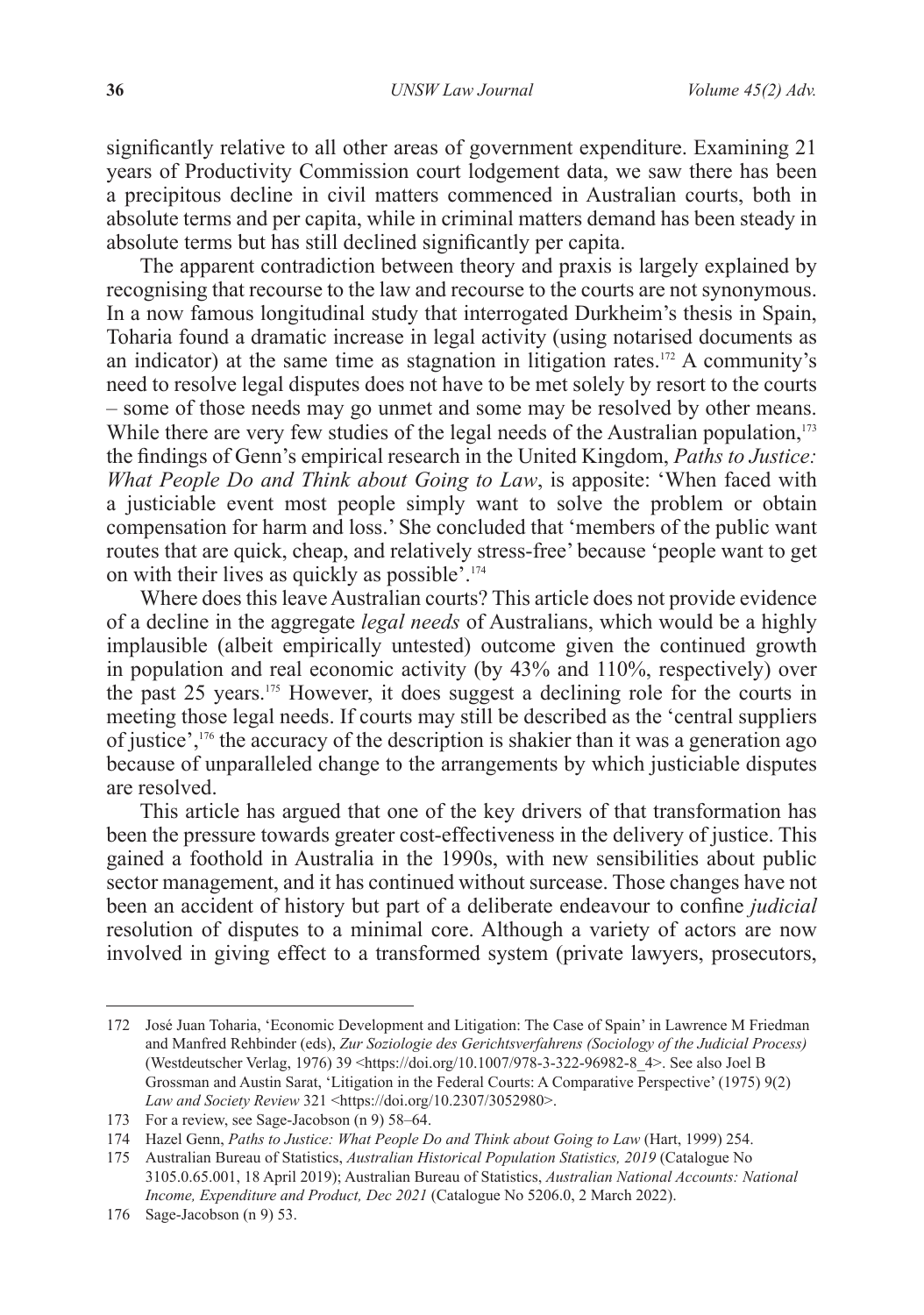significantly relative to all other areas of government expenditure. Examining 21 years of Productivity Commission court lodgement data, we saw there has been a precipitous decline in civil matters commenced in Australian courts, both in absolute terms and per capita, while in criminal matters demand has been steady in absolute terms but has still declined significantly per capita.

The apparent contradiction between theory and praxis is largely explained by recognising that recourse to the law and recourse to the courts are not synonymous. In a now famous longitudinal study that interrogated Durkheim's thesis in Spain, Toharia found a dramatic increase in legal activity (using notarised documents as an indicator) at the same time as stagnation in litigation rates.[172] A community's need to resolve legal disputes does not have to be met solely by resort to the courts – some of those needs may go unmet and some may be resolved by other means. While there are very few studies of the legal needs of the Australian population,[173] the findings of Genn's empirical research in the United Kingdom, *Paths to Justice: What People Do and Think about Going to Law*, is apposite: 'When faced with a justiciable event most people simply want to solve the problem or obtain compensation for harm and loss.' She concluded that 'members of the public want routes that are quick, cheap, and relatively stress-free' because 'people want to get on with their lives as quickly as possible'.[174]

Where does this leave Australian courts? This article does not provide evidence of a decline in the aggregate *legal needs* of Australians, which would be a highly implausible (albeit empirically untested) outcome given the continued growth in population and real economic activity (by 43% and 110%, respectively) over the past 25 years.[175] However, it does suggest a declining role for the courts in meeting those legal needs. If courts may still be described as the 'central suppliers of justice',[176] the accuracy of the description is shakier than it was a generation ago because of unparalleled change to the arrangements by which justiciable disputes are resolved.

This article has argued that one of the key drivers of that transformation has been the pressure towards greater cost-effectiveness in the delivery of justice. This gained a foothold in Australia in the 1990s, with new sensibilities about public sector management, and it has continued without surcease. Those changes have not been an accident of history but part of a deliberate endeavour to confine *judicial* resolution of disputes to a minimal core. Although a variety of actors are now involved in giving effect to a transformed system (private lawyers, prosecutors,

---

172 José Juan Toharia, 'Economic Development and Litigation: The Case of Spain' in Lawrence M Friedman and Manfred Rehbinder (eds), *Zur Soziologie des Gerichtsverfahrens (Sociology of the Judicial Process)* (Westdeutscher Verlag, 1976) 39 <https://doi.org/10.1007/978-3-322-96982-8_4>. See also Joel B Grossman and Austin Sarat, 'Litigation in the Federal Courts: A Comparative Perspective' (1975) 9(2) *Law and Society Review* 321 <https://doi.org/10.2307/3052980>.

173 For a review, see Sage-Jacobson (n 9) 58–64.

174 Hazel Genn, *Paths to Justice: What People Do and Think about Going to Law* (Hart, 1999) 254.

175 Australian Bureau of Statistics, *Australian Historical Population Statistics, 2019* (Catalogue No 3105.0.65.001, 18 April 2019); Australian Bureau of Statistics, *Australian National Accounts: National Income, Expenditure and Product, Dec 2021* (Catalogue No 5206.0, 2 March 2022).

176 Sage-Jacobson (n 9) 53.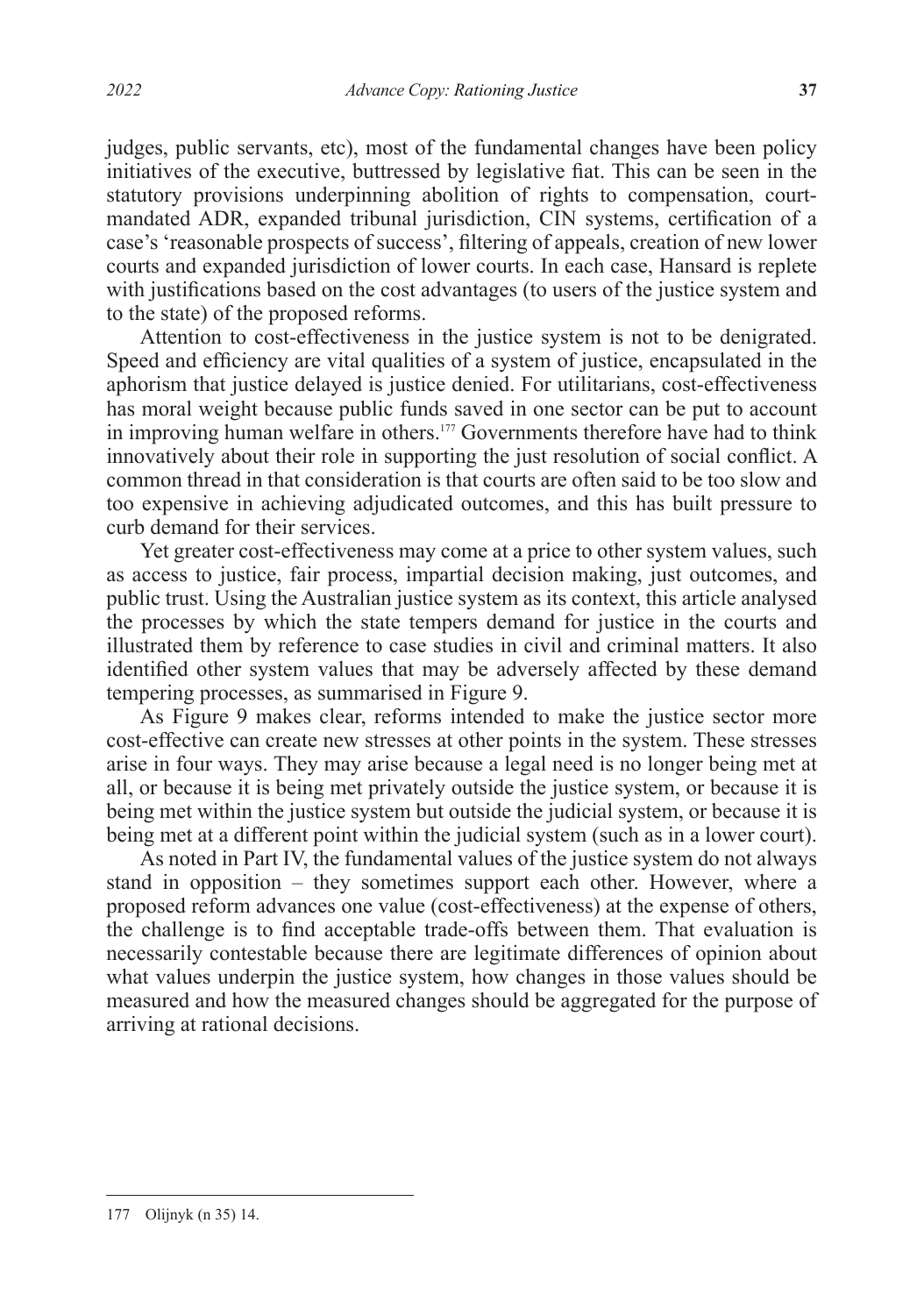judges, public servants, etc), most of the fundamental changes have been policy initiatives of the executive, buttressed by legislative fiat. This can be seen in the statutory provisions underpinning abolition of rights to compensation, court-mandated ADR, expanded tribunal jurisdiction, CIN systems, certification of a case's 'reasonable prospects of success', filtering of appeals, creation of new lower courts and expanded jurisdiction of lower courts. In each case, Hansard is replete with justifications based on the cost advantages (to users of the justice system and to the state) of the proposed reforms.

Attention to cost-effectiveness in the justice system is not to be denigrated. Speed and efficiency are vital qualities of a system of justice, encapsulated in the aphorism that justice delayed is justice denied. For utilitarians, cost-effectiveness has moral weight because public funds saved in one sector can be put to account in improving human welfare in others.[177] Governments therefore have had to think innovatively about their role in supporting the just resolution of social conflict. A common thread in that consideration is that courts are often said to be too slow and too expensive in achieving adjudicated outcomes, and this has built pressure to curb demand for their services.

Yet greater cost-effectiveness may come at a price to other system values, such as access to justice, fair process, impartial decision making, just outcomes, and public trust. Using the Australian justice system as its context, this article analysed the processes by which the state tempers demand for justice in the courts and illustrated them by reference to case studies in civil and criminal matters. It also identified other system values that may be adversely affected by these demand tempering processes, as summarised in Figure 9.

As Figure 9 makes clear, reforms intended to make the justice sector more cost-effective can create new stresses at other points in the system. These stresses arise in four ways. They may arise because a legal need is no longer being met at all, or because it is being met privately outside the justice system, or because it is being met within the justice system but outside the judicial system, or because it is being met at a different point within the judicial system (such as in a lower court).

As noted in Part IV, the fundamental values of the justice system do not always stand in opposition – they sometimes support each other. However, where a proposed reform advances one value (cost-effectiveness) at the expense of others, the challenge is to find acceptable trade-offs between them. That evaluation is necessarily contestable because there are legitimate differences of opinion about what values underpin the justice system, how changes in those values should be measured and how the measured changes should be aggregated for the purpose of arriving at rational decisions.

---

177 Olijnyk (n 35) 14.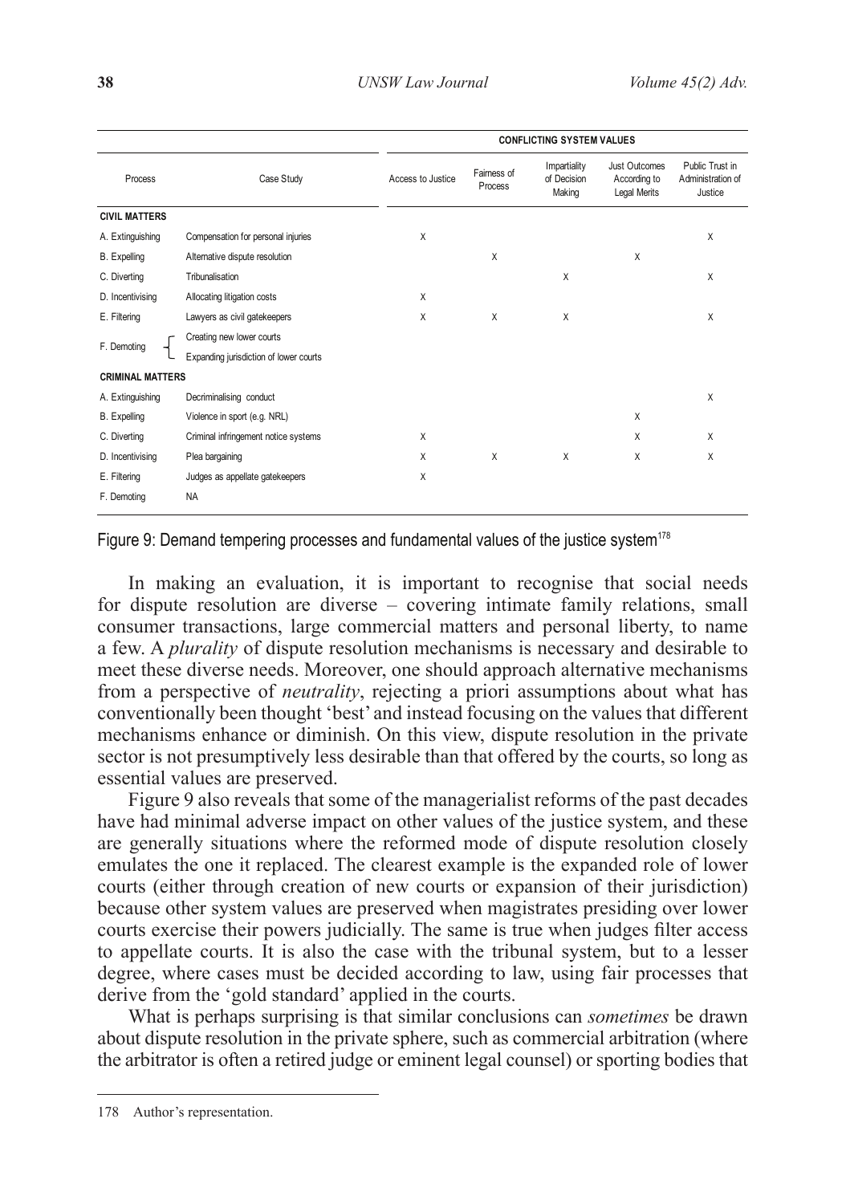| | | CONFLICTING SYSTEM VALUES | | | | |
|---|---|---|---|---|---|---|
| Process | Case Study | Access to Justice | Fairness of Process | Impartiality of Decision Making | Just Outcomes According to Legal Merits | Public Trust in Administration of Justice |
| **CIVIL MATTERS** | | | | | | |
| A. Extinguishing | Compensation for personal injuries | X | | | | X |
| B. Expelling | Alternative dispute resolution | | X | | X | |
| C. Diverting | Tribunalisation | | | X | | X |
| D. Incentivising | Allocating litigation costs | X | | | | |
| E. Filtering | Lawyers as civil gatekeepers | X | X | X | | X |
| F. Demoting | Creating new lower courts | | | | | |
| | Expanding jurisdiction of lower courts | | | | | |
| **CRIMINAL MATTERS** | | | | | | |
| A. Extinguishing | Decriminalising conduct | | | | | X |
| B. Expelling | Violence in sport (e.g. NRL) | | | | X | |
| C. Diverting | Criminal infringement notice systems | X | | | X | X |
| D. Incentivising | Plea bargaining | X | X | X | X | X |
| E. Filtering | Judges as appellate gatekeepers | X | | | | |
| F. Demoting | NA | | | | | |

Figure 9: Demand tempering processes and fundamental values of the justice system[178]

In making an evaluation, it is important to recognise that social needs for dispute resolution are diverse – covering intimate family relations, small consumer transactions, large commercial matters and personal liberty, to name a few. A *plurality* of dispute resolution mechanisms is necessary and desirable to meet these diverse needs. Moreover, one should approach alternative mechanisms from a perspective of *neutrality*, rejecting a priori assumptions about what has conventionally been thought 'best' and instead focusing on the values that different mechanisms enhance or diminish. On this view, dispute resolution in the private sector is not presumptively less desirable than that offered by the courts, so long as essential values are preserved.

Figure 9 also reveals that some of the managerialist reforms of the past decades have had minimal adverse impact on other values of the justice system, and these are generally situations where the reformed mode of dispute resolution closely emulates the one it replaced. The clearest example is the expanded role of lower courts (either through creation of new courts or expansion of their jurisdiction) because other system values are preserved when magistrates presiding over lower courts exercise their powers judicially. The same is true when judges filter access to appellate courts. It is also the case with the tribunal system, but to a lesser degree, where cases must be decided according to law, using fair processes that derive from the 'gold standard' applied in the courts.

What is perhaps surprising is that similar conclusions can *sometimes* be drawn about dispute resolution in the private sphere, such as commercial arbitration (where the arbitrator is often a retired judge or eminent legal counsel) or sporting bodies that

178 Author's representation.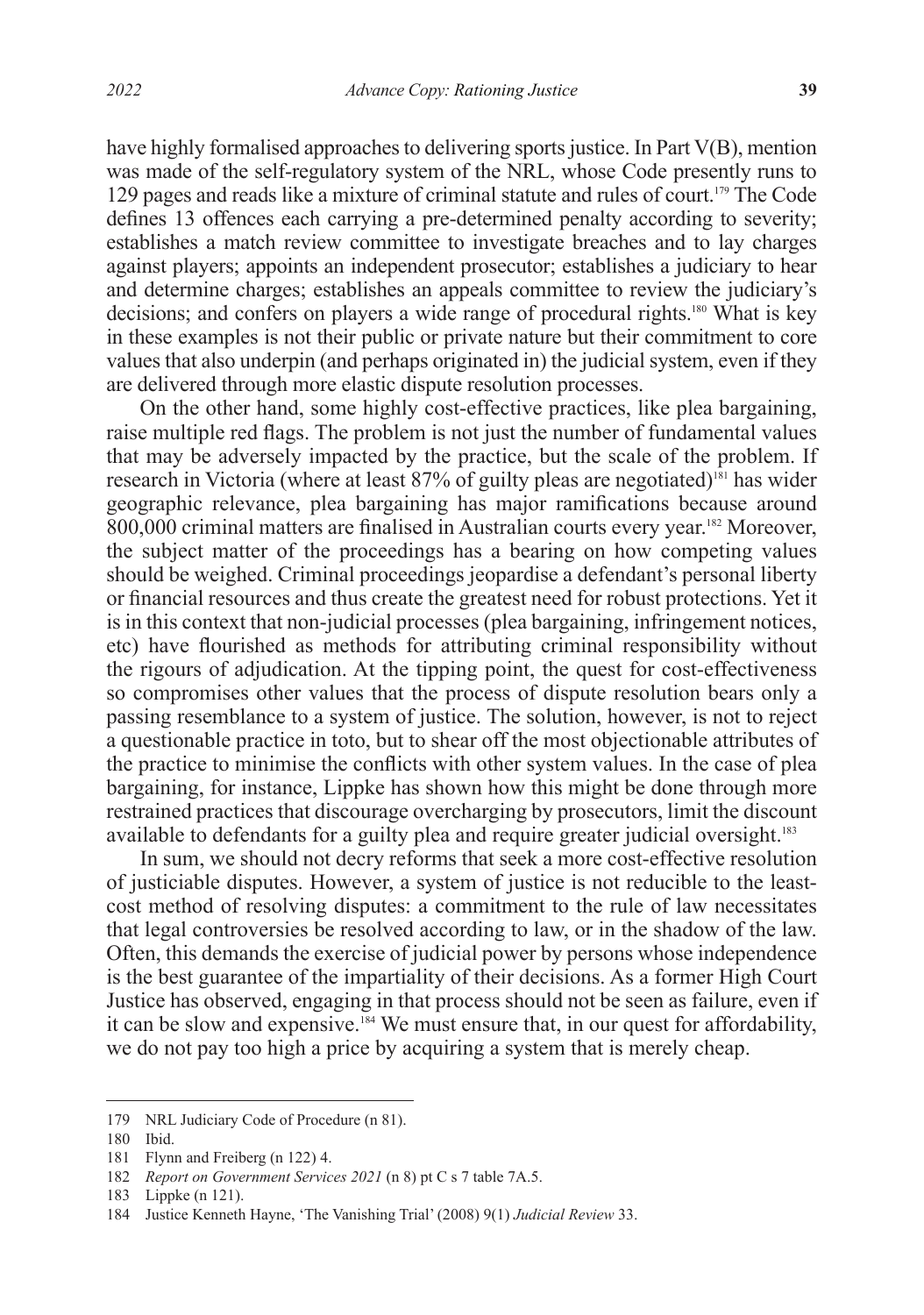have highly formalised approaches to delivering sports justice. In Part V(B), mention was made of the self-regulatory system of the NRL, whose Code presently runs to 129 pages and reads like a mixture of criminal statute and rules of court.[179] The Code defines 13 offences each carrying a pre-determined penalty according to severity; establishes a match review committee to investigate breaches and to lay charges against players; appoints an independent prosecutor; establishes a judiciary to hear and determine charges; establishes an appeals committee to review the judiciary's decisions; and confers on players a wide range of procedural rights.[180] What is key in these examples is not their public or private nature but their commitment to core values that also underpin (and perhaps originated in) the judicial system, even if they are delivered through more elastic dispute resolution processes.

On the other hand, some highly cost-effective practices, like plea bargaining, raise multiple red flags. The problem is not just the number of fundamental values that may be adversely impacted by the practice, but the scale of the problem. If research in Victoria (where at least 87% of guilty pleas are negotiated)[181] has wider geographic relevance, plea bargaining has major ramifications because around 800,000 criminal matters are finalised in Australian courts every year.[182] Moreover, the subject matter of the proceedings has a bearing on how competing values should be weighed. Criminal proceedings jeopardise a defendant's personal liberty or financial resources and thus create the greatest need for robust protections. Yet it is in this context that non-judicial processes (plea bargaining, infringement notices, etc) have flourished as methods for attributing criminal responsibility without the rigours of adjudication. At the tipping point, the quest for cost-effectiveness so compromises other values that the process of dispute resolution bears only a passing resemblance to a system of justice. The solution, however, is not to reject a questionable practice in toto, but to shear off the most objectionable attributes of the practice to minimise the conflicts with other system values. In the case of plea bargaining, for instance, Lippke has shown how this might be done through more restrained practices that discourage overcharging by prosecutors, limit the discount available to defendants for a guilty plea and require greater judicial oversight.[183]

In sum, we should not decry reforms that seek a more cost-effective resolution of justiciable disputes. However, a system of justice is not reducible to the least-cost method of resolving disputes: a commitment to the rule of law necessitates that legal controversies be resolved according to law, or in the shadow of the law. Often, this demands the exercise of judicial power by persons whose independence is the best guarantee of the impartiality of their decisions. As a former High Court Justice has observed, engaging in that process should not be seen as failure, even if it can be slow and expensive.[184] We must ensure that, in our quest for affordability, we do not pay too high a price by acquiring a system that is merely cheap.

---

179 NRL Judiciary Code of Procedure (n 81).

180 Ibid.

181 Flynn and Freiberg (n 122) 4.

182 *Report on Government Services 2021* (n 8) pt C s 7 table 7A.5.

183 Lippke (n 121).

184 Justice Kenneth Hayne, 'The Vanishing Trial' (2008) 9(1) *Judicial Review* 33.